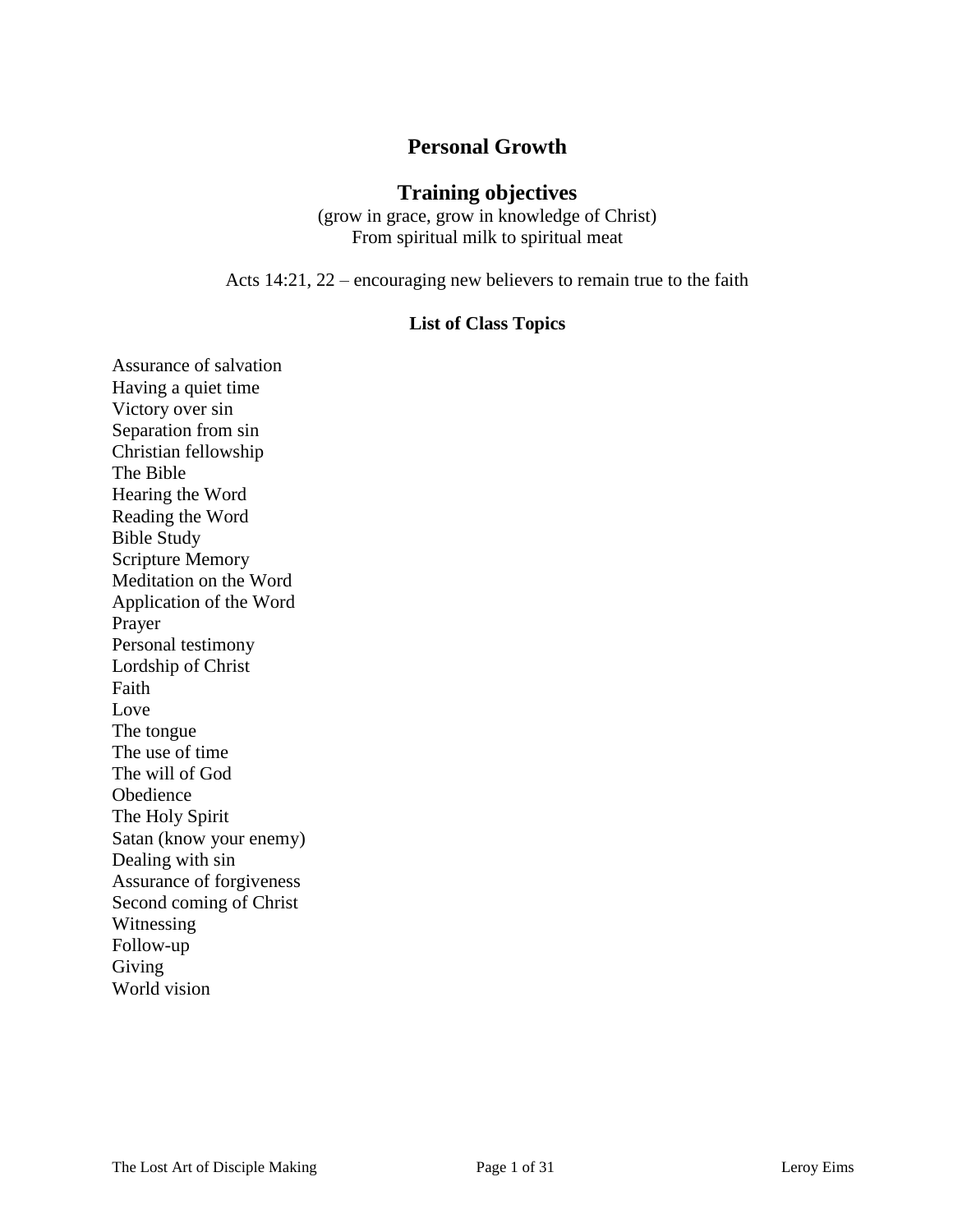# Personal Growth

## Training objectives

(grow in grace, grow in knowledge of Christ)
From spiritual milk to spiritual meat

Acts 14:21, 22 – encouraging new believers to remain true to the faith

### List of Class Topics

Assurance of salvation
Having a quiet time
Victory over sin
Separation from sin
Christian fellowship
The Bible
Hearing the Word
Reading the Word
Bible Study
Scripture Memory
Meditation on the Word
Application of the Word
Prayer
Personal testimony
Lordship of Christ
Faith
Love
The tongue
The use of time
The will of God
Obedience
The Holy Spirit
Satan (know your enemy)
Dealing with sin
Assurance of forgiveness
Second coming of Christ
Witnessing
Follow-up
Giving
World vision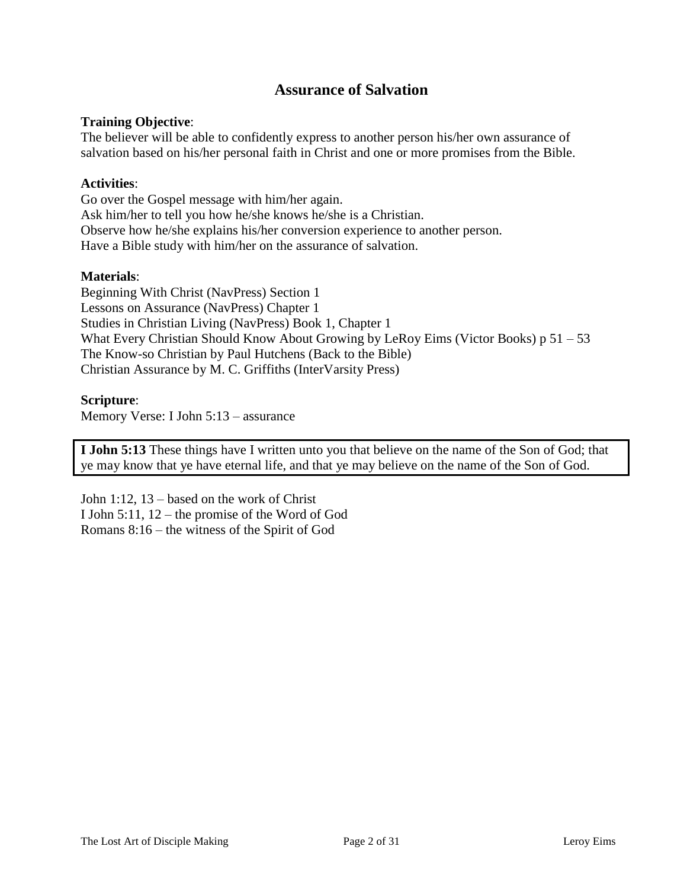## Assurance of Salvation

**Training Objective**:
The believer will be able to confidently express to another person his/her own assurance of salvation based on his/her personal faith in Christ and one or more promises from the Bible.

**Activities**:
Go over the Gospel message with him/her again.
Ask him/her to tell you how he/she knows he/she is a Christian.
Observe how he/she explains his/her conversion experience to another person.
Have a Bible study with him/her on the assurance of salvation.

**Materials**:
Beginning With Christ (NavPress) Section 1
Lessons on Assurance (NavPress) Chapter 1
Studies in Christian Living (NavPress) Book 1, Chapter 1
What Every Christian Should Know About Growing by LeRoy Eims (Victor Books) p 51 – 53
The Know-so Christian by Paul Hutchens (Back to the Bible)
Christian Assurance by M. C. Griffiths (InterVarsity Press)

**Scripture**:
Memory Verse: I John 5:13 – assurance

> **I John 5:13** These things have I written unto you that believe on the name of the Son of God; that ye may know that ye have eternal life, and that ye may believe on the name of the Son of God.

John 1:12, 13 – based on the work of Christ
I John 5:11, 12 – the promise of the Word of God
Romans 8:16 – the witness of the Spirit of God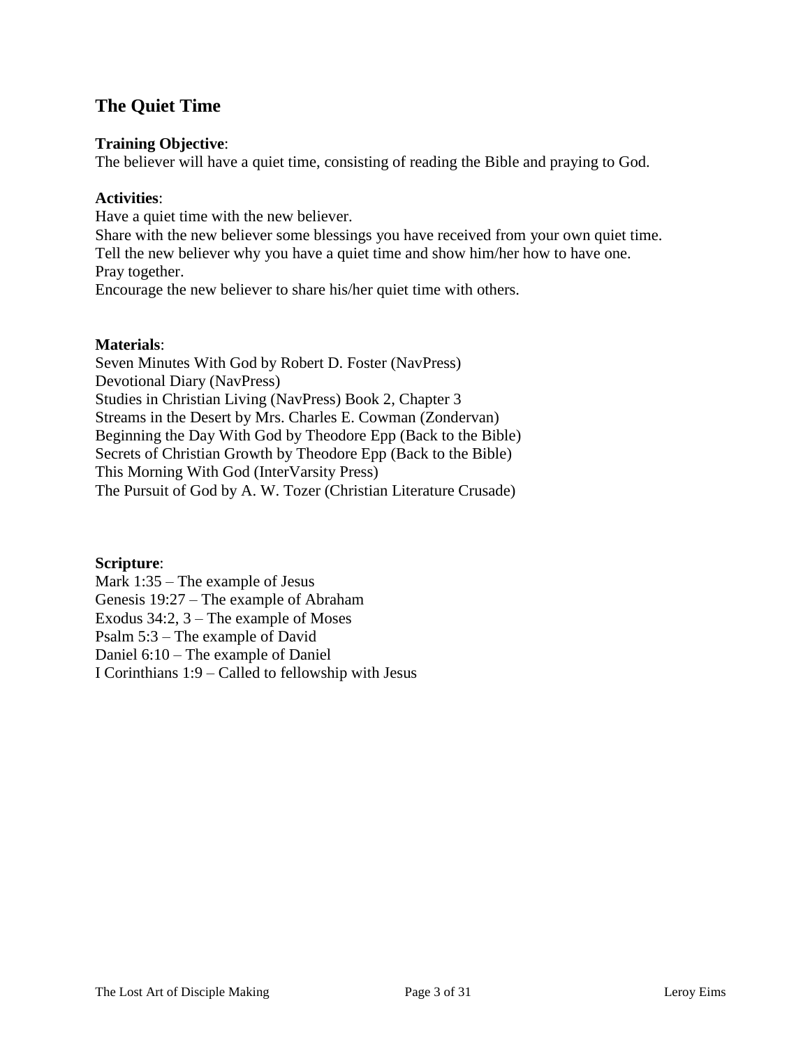## The Quiet Time

**Training Objective**:
The believer will have a quiet time, consisting of reading the Bible and praying to God.

**Activities**:
Have a quiet time with the new believer.
Share with the new believer some blessings you have received from your own quiet time.
Tell the new believer why you have a quiet time and show him/her how to have one.
Pray together.
Encourage the new believer to share his/her quiet time with others.

**Materials**:
Seven Minutes With God by Robert D. Foster (NavPress)
Devotional Diary (NavPress)
Studies in Christian Living (NavPress) Book 2, Chapter 3
Streams in the Desert by Mrs. Charles E. Cowman (Zondervan)
Beginning the Day With God by Theodore Epp (Back to the Bible)
Secrets of Christian Growth by Theodore Epp (Back to the Bible)
This Morning With God (InterVarsity Press)
The Pursuit of God by A. W. Tozer (Christian Literature Crusade)

**Scripture**:
Mark 1:35 – The example of Jesus
Genesis 19:27 – The example of Abraham
Exodus 34:2, 3 – The example of Moses
Psalm 5:3 – The example of David
Daniel 6:10 – The example of Daniel
I Corinthians 1:9 – Called to fellowship with Jesus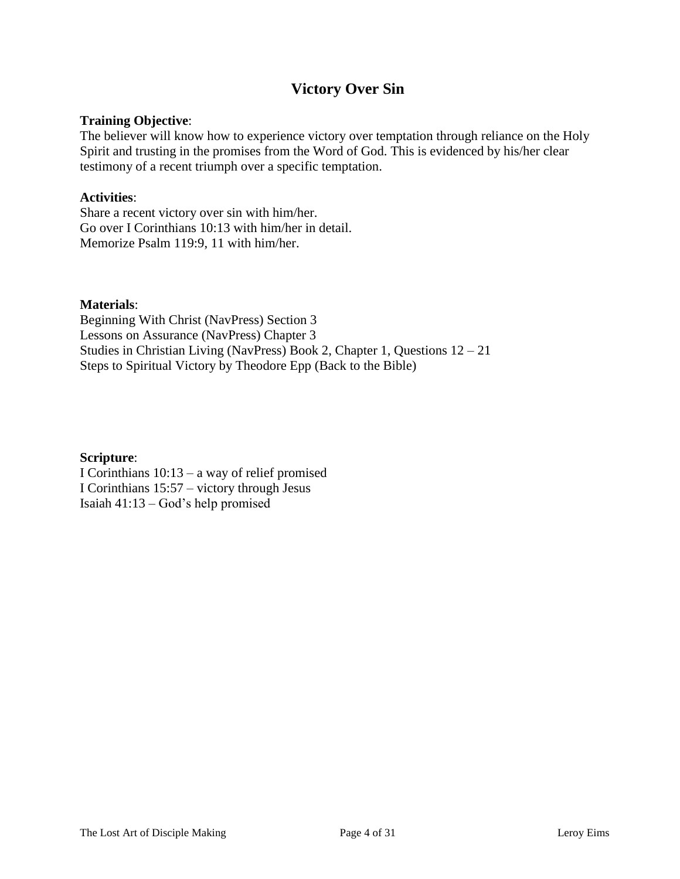# Victory Over Sin

**Training Objective**:
The believer will know how to experience victory over temptation through reliance on the Holy Spirit and trusting in the promises from the Word of God. This is evidenced by his/her clear testimony of a recent triumph over a specific temptation.

**Activities**:
Share a recent victory over sin with him/her.
Go over I Corinthians 10:13 with him/her in detail.
Memorize Psalm 119:9, 11 with him/her.

**Materials**:
Beginning With Christ (NavPress) Section 3
Lessons on Assurance (NavPress) Chapter 3
Studies in Christian Living (NavPress) Book 2, Chapter 1, Questions 12 – 21
Steps to Spiritual Victory by Theodore Epp (Back to the Bible)

**Scripture**:
I Corinthians 10:13 – a way of relief promised
I Corinthians 15:57 – victory through Jesus
Isaiah 41:13 – God's help promised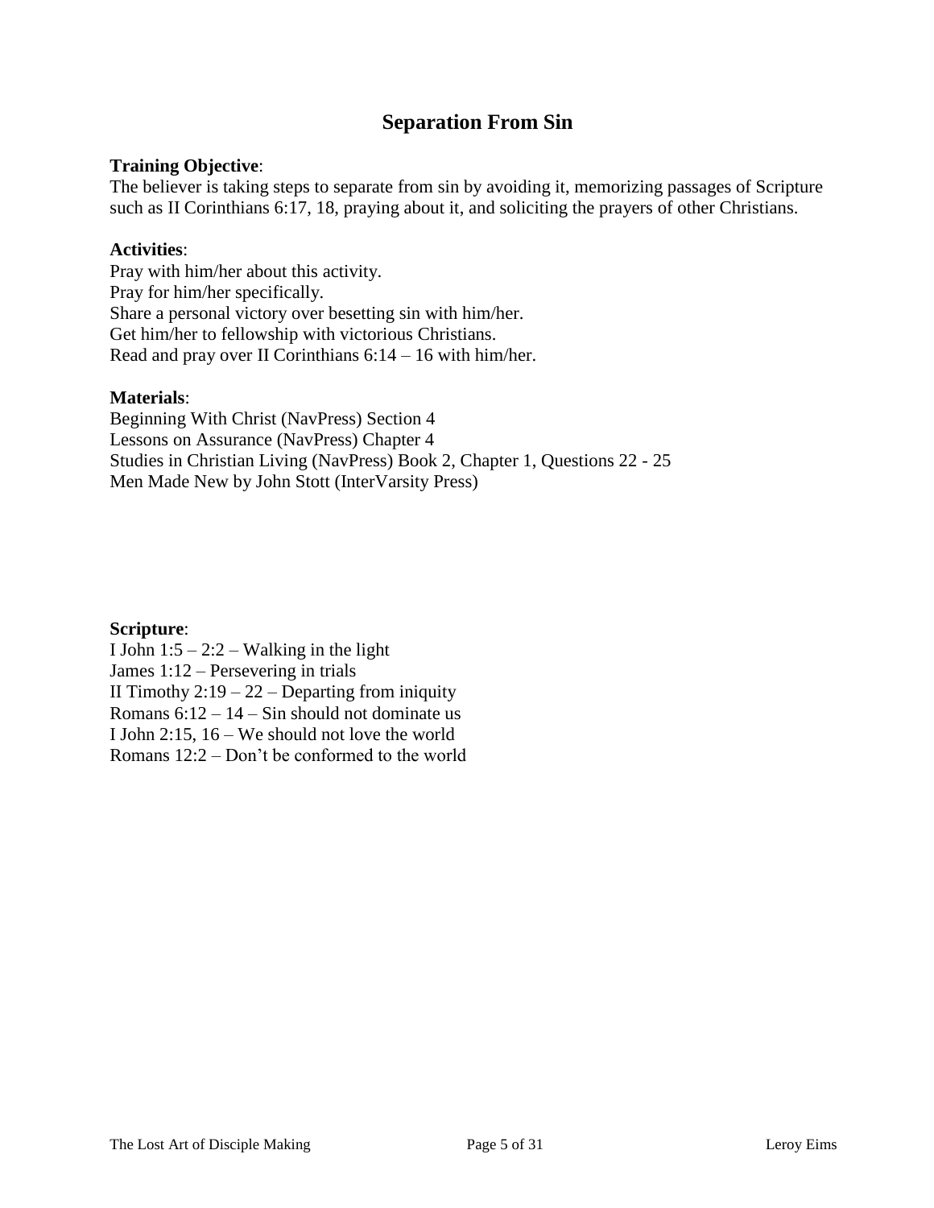# Separation From Sin

**Training Objective**:
The believer is taking steps to separate from sin by avoiding it, memorizing passages of Scripture such as II Corinthians 6:17, 18, praying about it, and soliciting the prayers of other Christians.

**Activities**:
Pray with him/her about this activity.
Pray for him/her specifically.
Share a personal victory over besetting sin with him/her.
Get him/her to fellowship with victorious Christians.
Read and pray over II Corinthians 6:14 – 16 with him/her.

**Materials**:
Beginning With Christ (NavPress) Section 4
Lessons on Assurance (NavPress) Chapter 4
Studies in Christian Living (NavPress) Book 2, Chapter 1, Questions 22 - 25
Men Made New by John Stott (InterVarsity Press)

**Scripture**:
I John 1:5 – 2:2 – Walking in the light
James 1:12 – Persevering in trials
II Timothy 2:19 – 22 – Departing from iniquity
Romans 6:12 – 14 – Sin should not dominate us
I John 2:15, 16 – We should not love the world
Romans 12:2 – Don't be conformed to the world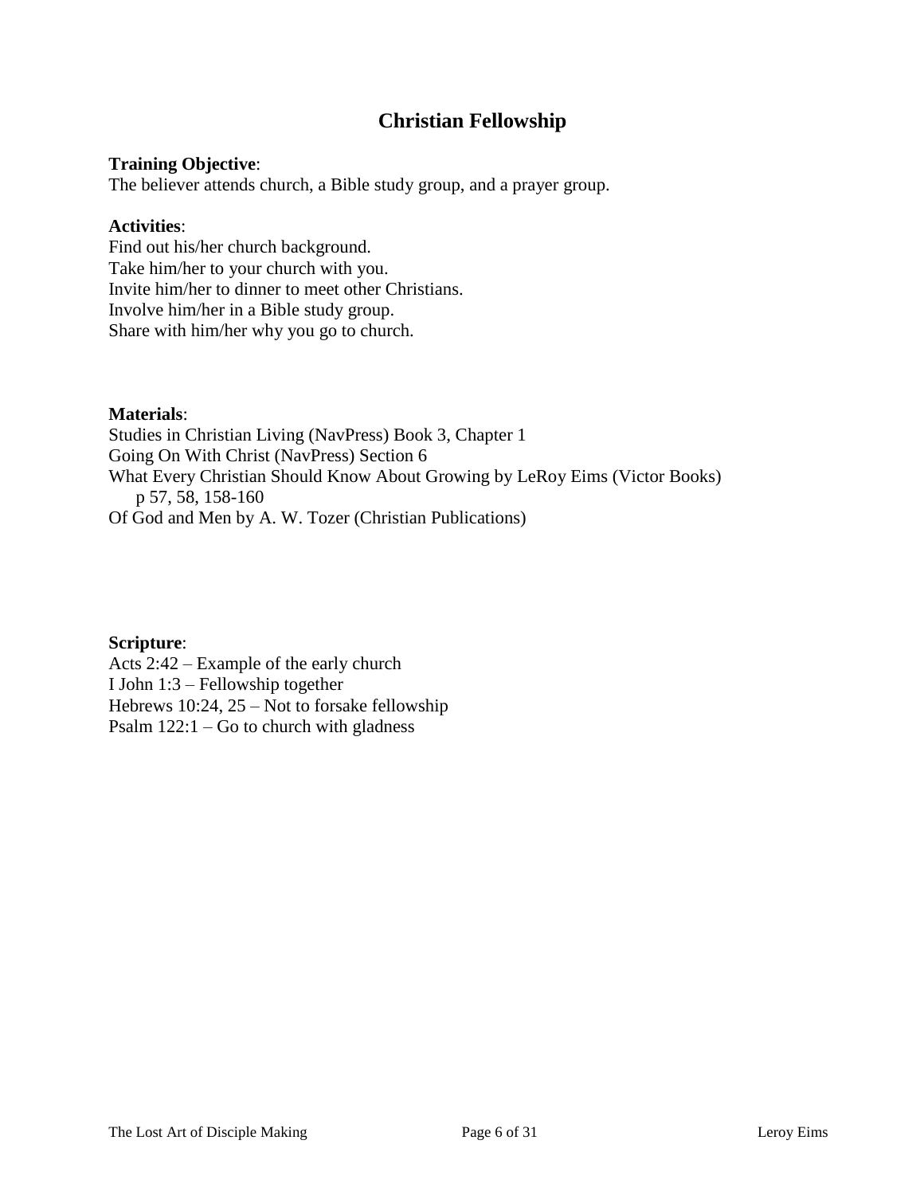## Christian Fellowship

**Training Objective**:
The believer attends church, a Bible study group, and a prayer group.

**Activities**:
Find out his/her church background.
Take him/her to your church with you.
Invite him/her to dinner to meet other Christians.
Involve him/her in a Bible study group.
Share with him/her why you go to church.

**Materials**:
Studies in Christian Living (NavPress) Book 3, Chapter 1
Going On With Christ (NavPress) Section 6
What Every Christian Should Know About Growing by LeRoy Eims (Victor Books)
  p 57, 58, 158-160
Of God and Men by A. W. Tozer (Christian Publications)

**Scripture**:
Acts 2:42 – Example of the early church
I John 1:3 – Fellowship together
Hebrews 10:24, 25 – Not to forsake fellowship
Psalm 122:1 – Go to church with gladness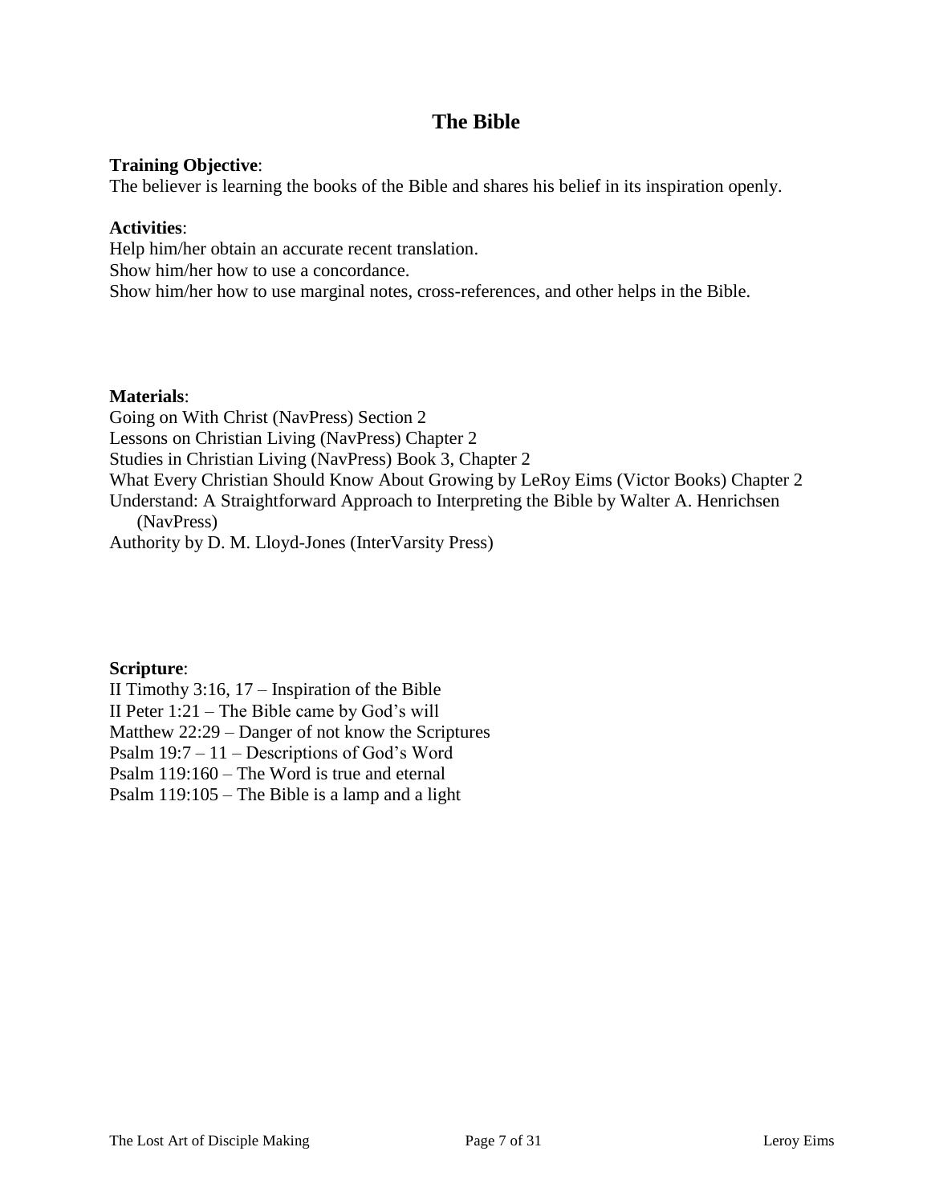# The Bible

**Training Objective**:
The believer is learning the books of the Bible and shares his belief in its inspiration openly.

**Activities**:
Help him/her obtain an accurate recent translation.
Show him/her how to use a concordance.
Show him/her how to use marginal notes, cross-references, and other helps in the Bible.

**Materials**:
Going on With Christ (NavPress) Section 2
Lessons on Christian Living (NavPress) Chapter 2
Studies in Christian Living (NavPress) Book 3, Chapter 2
What Every Christian Should Know About Growing by LeRoy Eims (Victor Books) Chapter 2
Understand: A Straightforward Approach to Interpreting the Bible by Walter A. Henrichsen (NavPress)
Authority by D. M. Lloyd-Jones (InterVarsity Press)

**Scripture**:
II Timothy 3:16, 17 – Inspiration of the Bible
II Peter 1:21 – The Bible came by God's will
Matthew 22:29 – Danger of not know the Scriptures
Psalm 19:7 – 11 – Descriptions of God's Word
Psalm 119:160 – The Word is true and eternal
Psalm 119:105 – The Bible is a lamp and a light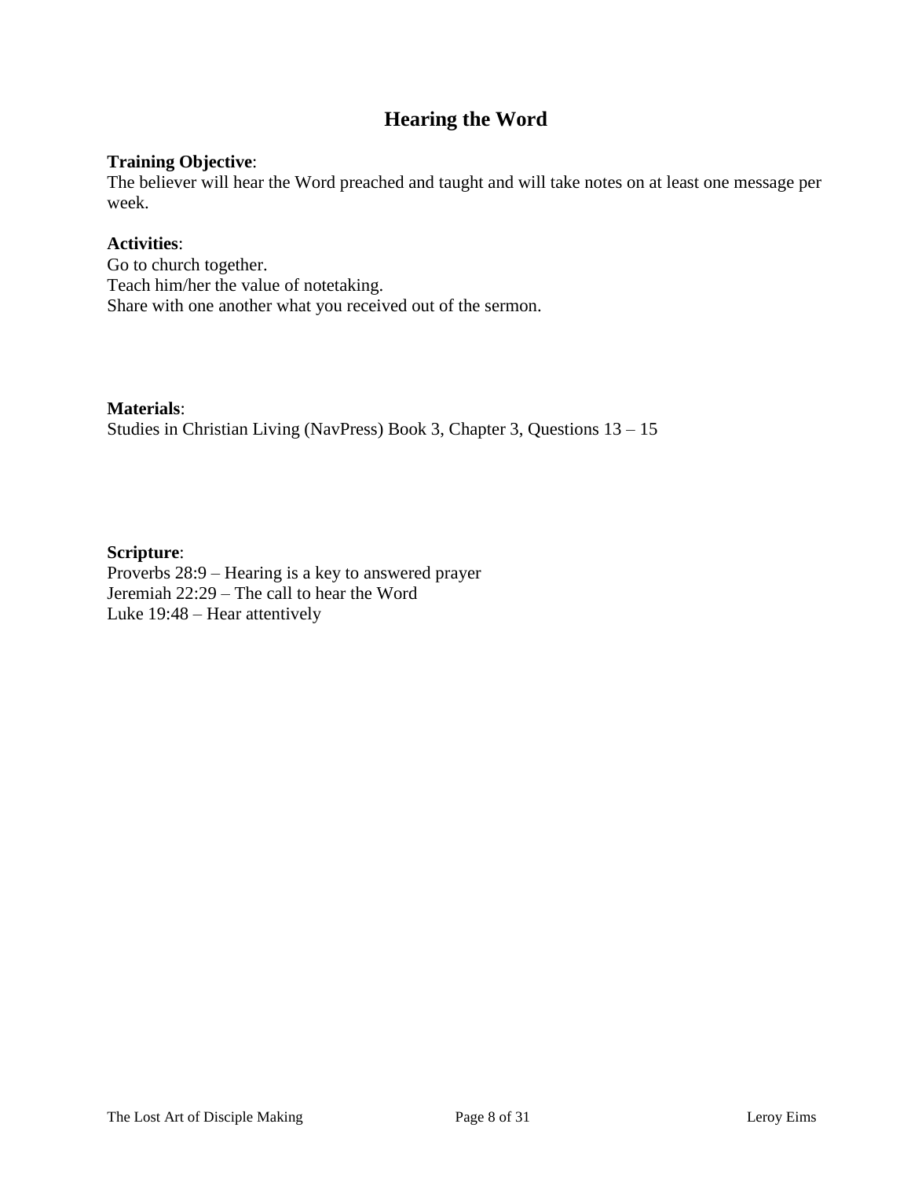# Hearing the Word

**Training Objective**:
The believer will hear the Word preached and taught and will take notes on at least one message per week.

**Activities**:
Go to church together.
Teach him/her the value of notetaking.
Share with one another what you received out of the sermon.

**Materials**:
Studies in Christian Living (NavPress) Book 3, Chapter 3, Questions 13 – 15

**Scripture**:
Proverbs 28:9 – Hearing is a key to answered prayer
Jeremiah 22:29 – The call to hear the Word
Luke 19:48 – Hear attentively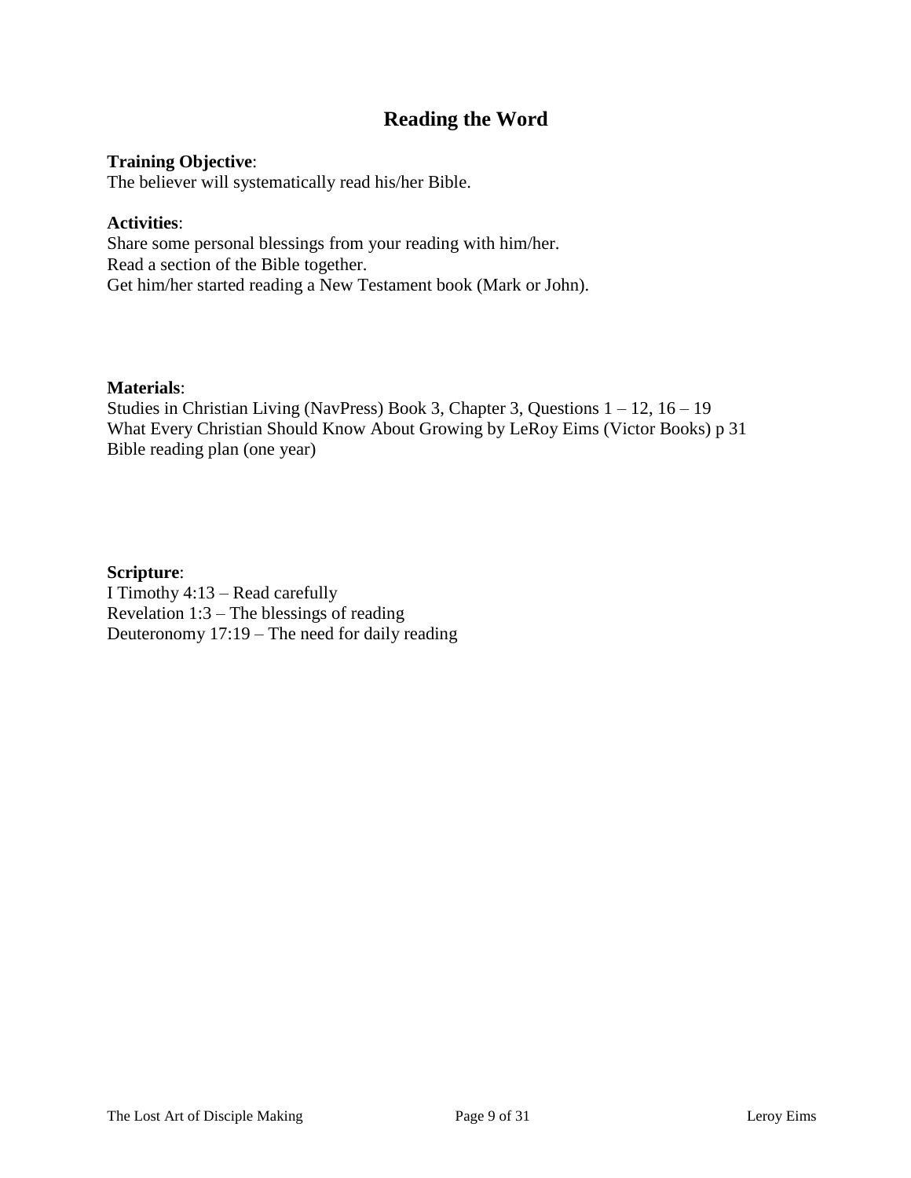# Reading the Word

**Training Objective**:
The believer will systematically read his/her Bible.

**Activities**:
Share some personal blessings from your reading with him/her.
Read a section of the Bible together.
Get him/her started reading a New Testament book (Mark or John).

**Materials**:
Studies in Christian Living (NavPress) Book 3, Chapter 3, Questions 1 – 12, 16 – 19
What Every Christian Should Know About Growing by LeRoy Eims (Victor Books) p 31
Bible reading plan (one year)

**Scripture**:
I Timothy 4:13 – Read carefully
Revelation 1:3 – The blessings of reading
Deuteronomy 17:19 – The need for daily reading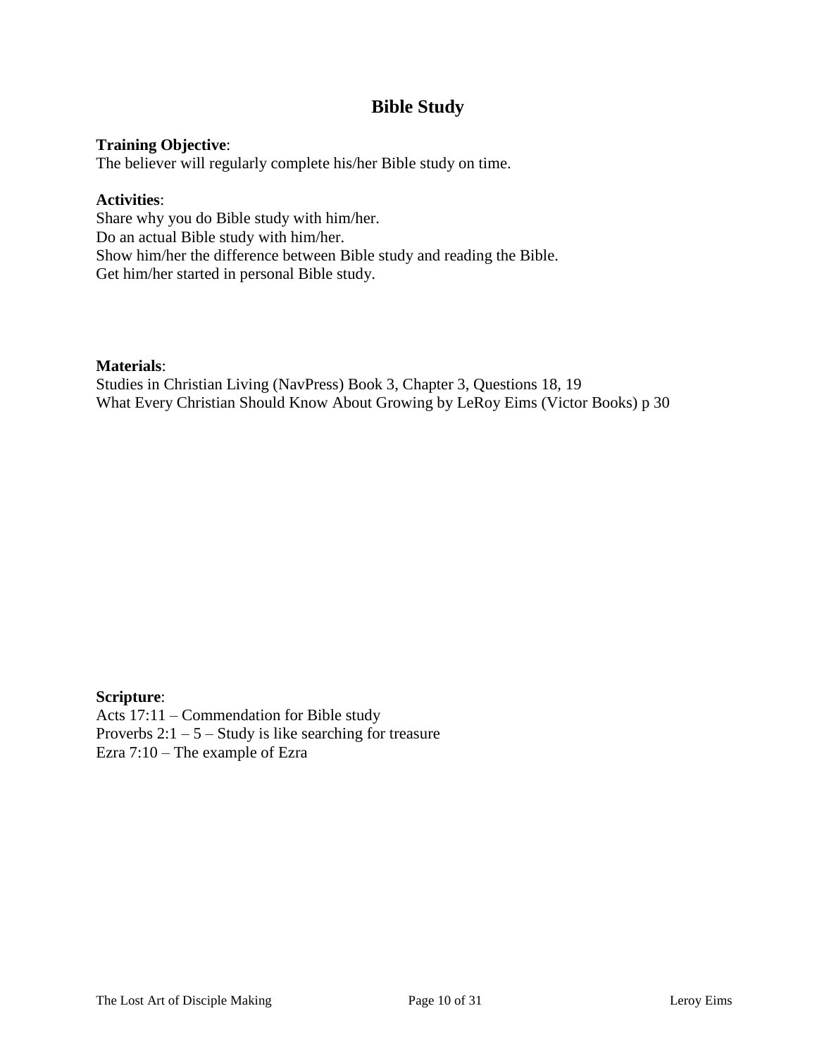# Bible Study

**Training Objective**:
The believer will regularly complete his/her Bible study on time.

**Activities**:
Share why you do Bible study with him/her.
Do an actual Bible study with him/her.
Show him/her the difference between Bible study and reading the Bible.
Get him/her started in personal Bible study.

**Materials**:
Studies in Christian Living (NavPress) Book 3, Chapter 3, Questions 18, 19
What Every Christian Should Know About Growing by LeRoy Eims (Victor Books) p 30

**Scripture**:
Acts 17:11 – Commendation for Bible study
Proverbs 2:1 – 5 – Study is like searching for treasure
Ezra 7:10 – The example of Ezra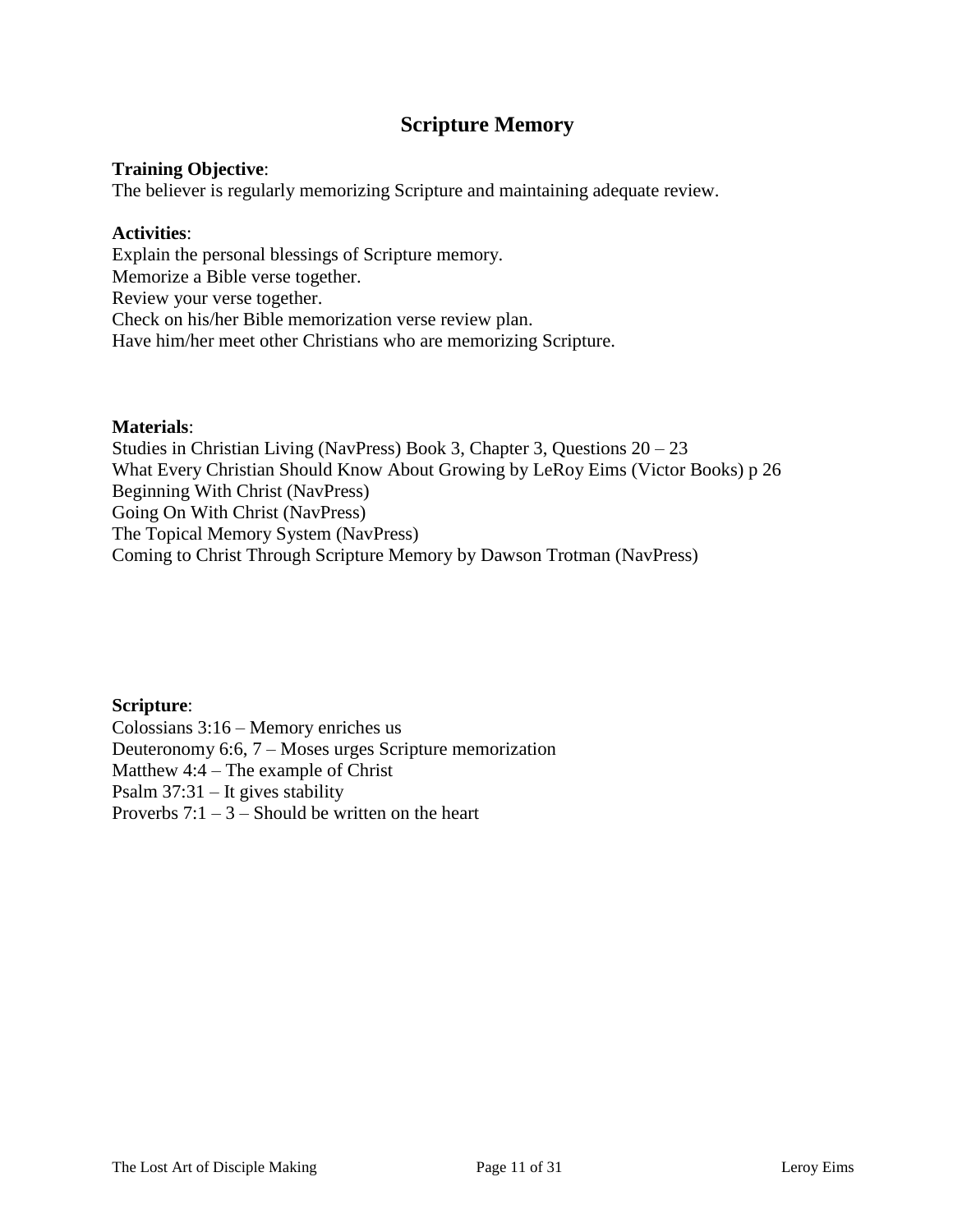# Scripture Memory

**Training Objective**:
The believer is regularly memorizing Scripture and maintaining adequate review.

**Activities**:
Explain the personal blessings of Scripture memory.
Memorize a Bible verse together.
Review your verse together.
Check on his/her Bible memorization verse review plan.
Have him/her meet other Christians who are memorizing Scripture.

**Materials**:
Studies in Christian Living (NavPress) Book 3, Chapter 3, Questions 20 – 23
What Every Christian Should Know About Growing by LeRoy Eims (Victor Books) p 26
Beginning With Christ (NavPress)
Going On With Christ (NavPress)
The Topical Memory System (NavPress)
Coming to Christ Through Scripture Memory by Dawson Trotman (NavPress)

**Scripture**:
Colossians 3:16 – Memory enriches us
Deuteronomy 6:6, 7 – Moses urges Scripture memorization
Matthew 4:4 – The example of Christ
Psalm 37:31 – It gives stability
Proverbs 7:1 – 3 – Should be written on the heart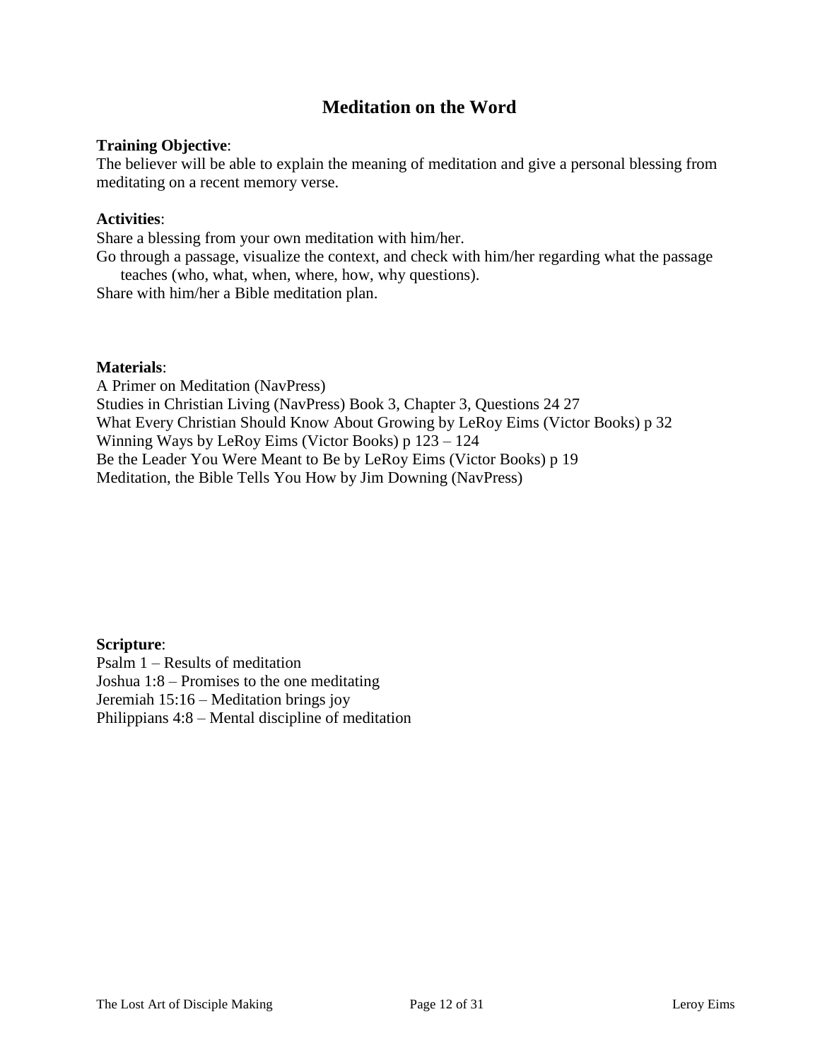# Meditation on the Word

**Training Objective**:
The believer will be able to explain the meaning of meditation and give a personal blessing from meditating on a recent memory verse.

**Activities**:
Share a blessing from your own meditation with him/her.
Go through a passage, visualize the context, and check with him/her regarding what the passage teaches (who, what, when, where, how, why questions).
Share with him/her a Bible meditation plan.

**Materials**:
A Primer on Meditation (NavPress)
Studies in Christian Living (NavPress) Book 3, Chapter 3, Questions 24 27
What Every Christian Should Know About Growing by LeRoy Eims (Victor Books) p 32
Winning Ways by LeRoy Eims (Victor Books) p 123 – 124
Be the Leader You Were Meant to Be by LeRoy Eims (Victor Books) p 19
Meditation, the Bible Tells You How by Jim Downing (NavPress)

**Scripture**:
Psalm 1 – Results of meditation
Joshua 1:8 – Promises to the one meditating
Jeremiah 15:16 – Meditation brings joy
Philippians 4:8 – Mental discipline of meditation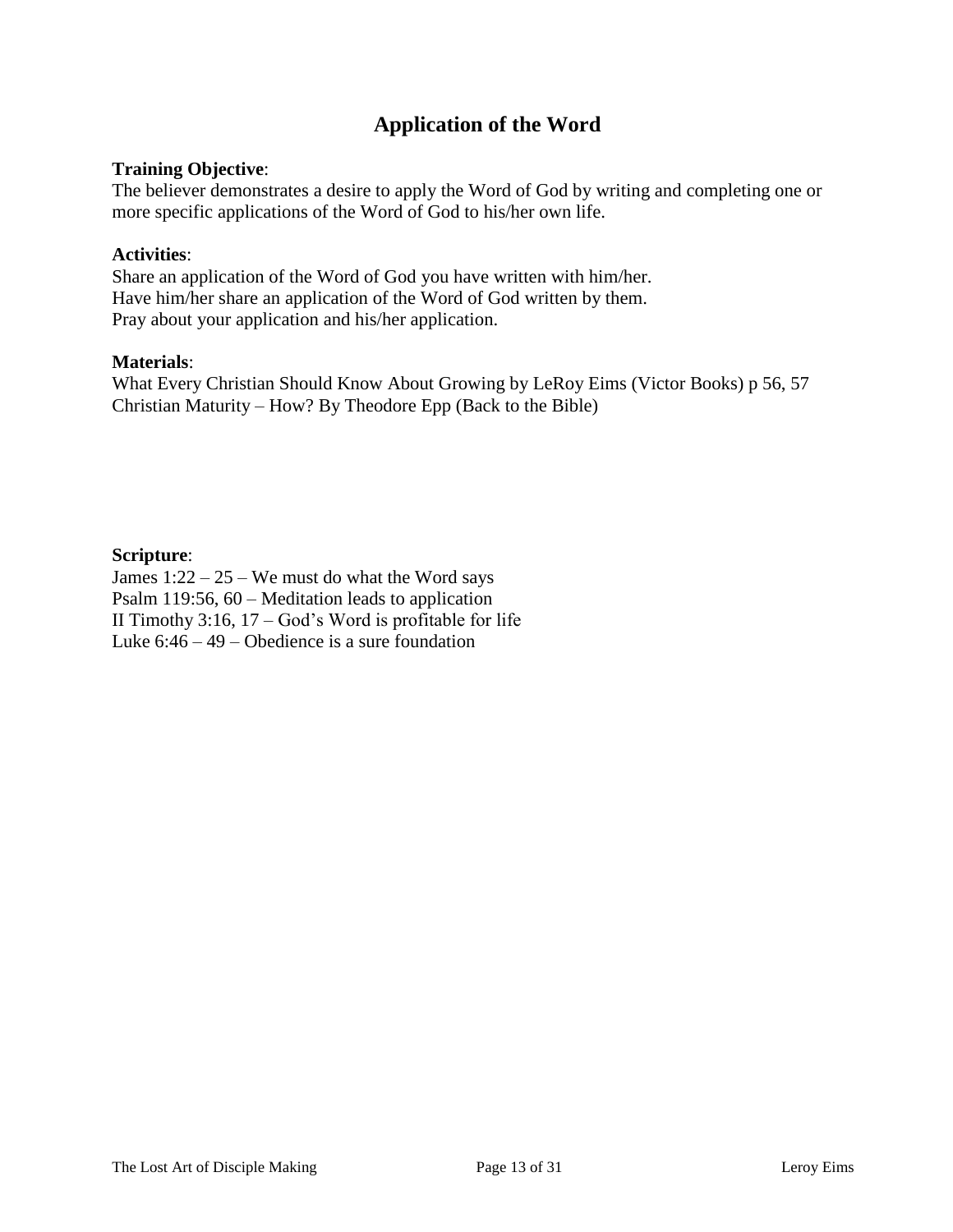# Application of the Word

**Training Objective**:
The believer demonstrates a desire to apply the Word of God by writing and completing one or more specific applications of the Word of God to his/her own life.

**Activities**:
Share an application of the Word of God you have written with him/her.
Have him/her share an application of the Word of God written by them.
Pray about your application and his/her application.

**Materials**:
What Every Christian Should Know About Growing by LeRoy Eims (Victor Books) p 56, 57
Christian Maturity – How? By Theodore Epp (Back to the Bible)

**Scripture**:
James 1:22 – 25 – We must do what the Word says
Psalm 119:56, 60 – Meditation leads to application
II Timothy 3:16, 17 – God's Word is profitable for life
Luke 6:46 – 49 – Obedience is a sure foundation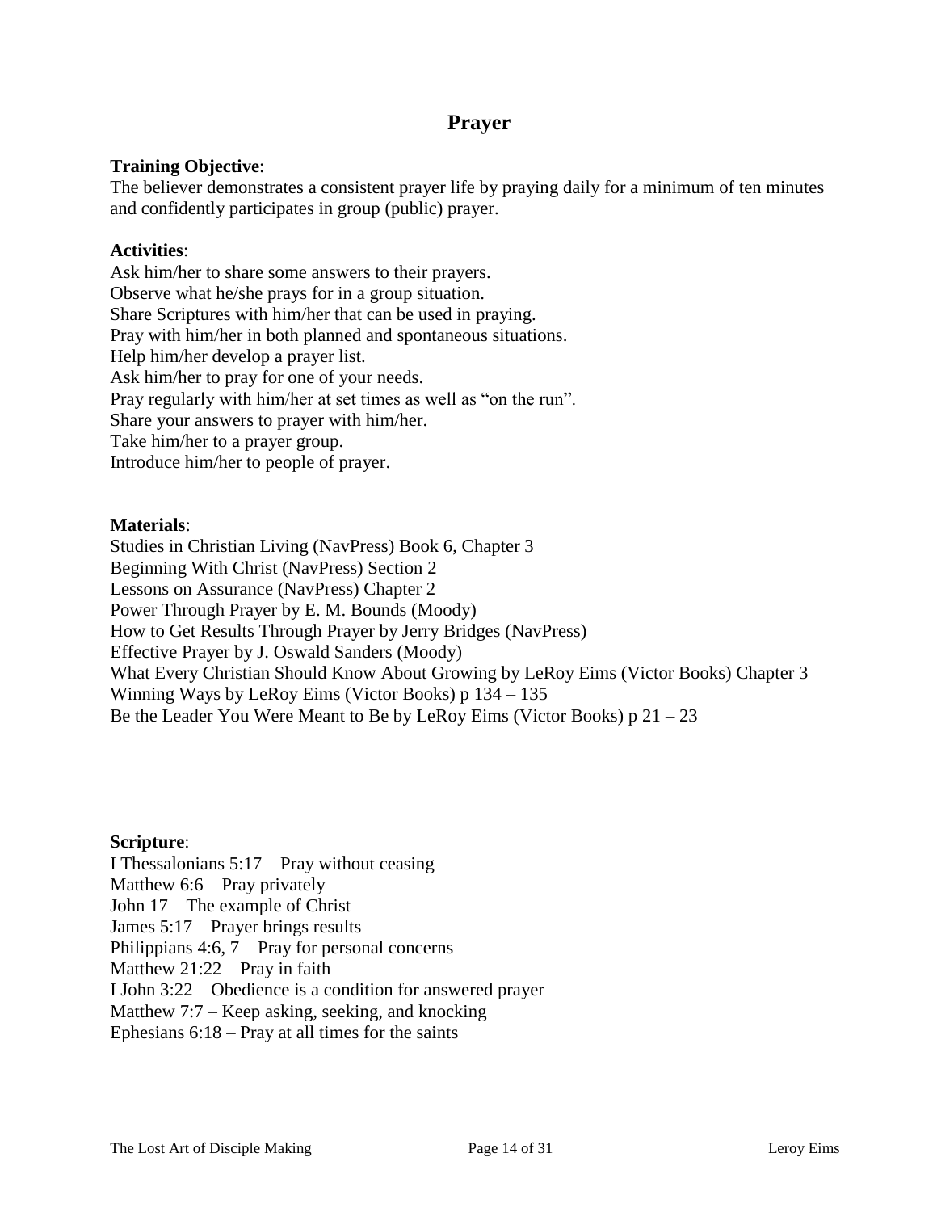# Prayer

**Training Objective**:
The believer demonstrates a consistent prayer life by praying daily for a minimum of ten minutes and confidently participates in group (public) prayer.

**Activities**:
Ask him/her to share some answers to their prayers.
Observe what he/she prays for in a group situation.
Share Scriptures with him/her that can be used in praying.
Pray with him/her in both planned and spontaneous situations.
Help him/her develop a prayer list.
Ask him/her to pray for one of your needs.
Pray regularly with him/her at set times as well as "on the run".
Share your answers to prayer with him/her.
Take him/her to a prayer group.
Introduce him/her to people of prayer.

**Materials**:
Studies in Christian Living (NavPress) Book 6, Chapter 3
Beginning With Christ (NavPress) Section 2
Lessons on Assurance (NavPress) Chapter 2
Power Through Prayer by E. M. Bounds (Moody)
How to Get Results Through Prayer by Jerry Bridges (NavPress)
Effective Prayer by J. Oswald Sanders (Moody)
What Every Christian Should Know About Growing by LeRoy Eims (Victor Books) Chapter 3
Winning Ways by LeRoy Eims (Victor Books) p 134 – 135
Be the Leader You Were Meant to Be by LeRoy Eims (Victor Books) p 21 – 23

**Scripture**:
I Thessalonians 5:17 – Pray without ceasing
Matthew 6:6 – Pray privately
John 17 – The example of Christ
James 5:17 – Prayer brings results
Philippians 4:6, 7 – Pray for personal concerns
Matthew 21:22 – Pray in faith
I John 3:22 – Obedience is a condition for answered prayer
Matthew 7:7 – Keep asking, seeking, and knocking
Ephesians 6:18 – Pray at all times for the saints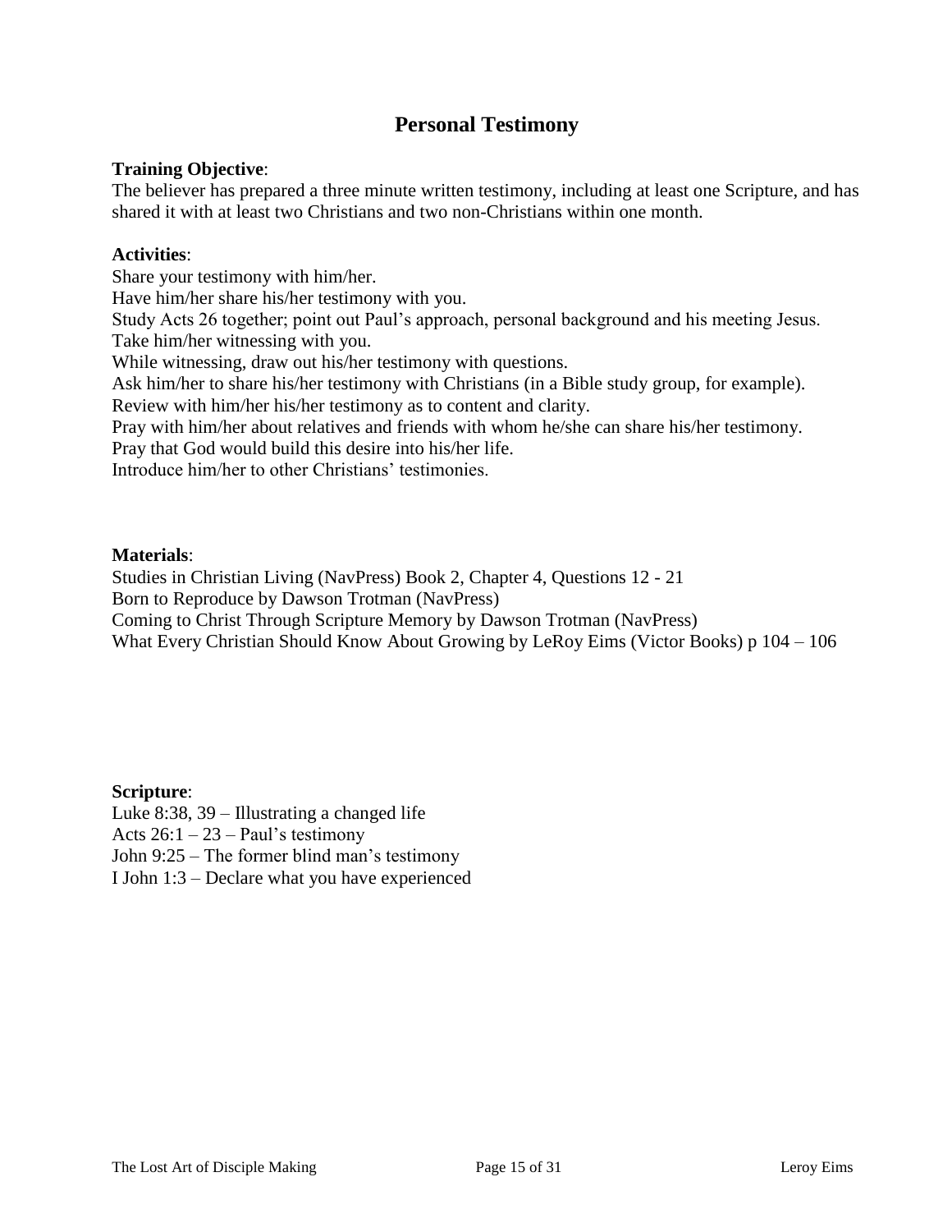# Personal Testimony

**Training Objective**:
The believer has prepared a three minute written testimony, including at least one Scripture, and has shared it with at least two Christians and two non-Christians within one month.

**Activities**:
Share your testimony with him/her.
Have him/her share his/her testimony with you.
Study Acts 26 together; point out Paul's approach, personal background and his meeting Jesus.
Take him/her witnessing with you.
While witnessing, draw out his/her testimony with questions.
Ask him/her to share his/her testimony with Christians (in a Bible study group, for example).
Review with him/her his/her testimony as to content and clarity.
Pray with him/her about relatives and friends with whom he/she can share his/her testimony.
Pray that God would build this desire into his/her life.
Introduce him/her to other Christians' testimonies.

**Materials**:
Studies in Christian Living (NavPress) Book 2, Chapter 4, Questions 12 - 21
Born to Reproduce by Dawson Trotman (NavPress)
Coming to Christ Through Scripture Memory by Dawson Trotman (NavPress)
What Every Christian Should Know About Growing by LeRoy Eims (Victor Books) p 104 – 106

**Scripture**:
Luke 8:38, 39 – Illustrating a changed life
Acts 26:1 – 23 – Paul's testimony
John 9:25 – The former blind man's testimony
I John 1:3 – Declare what you have experienced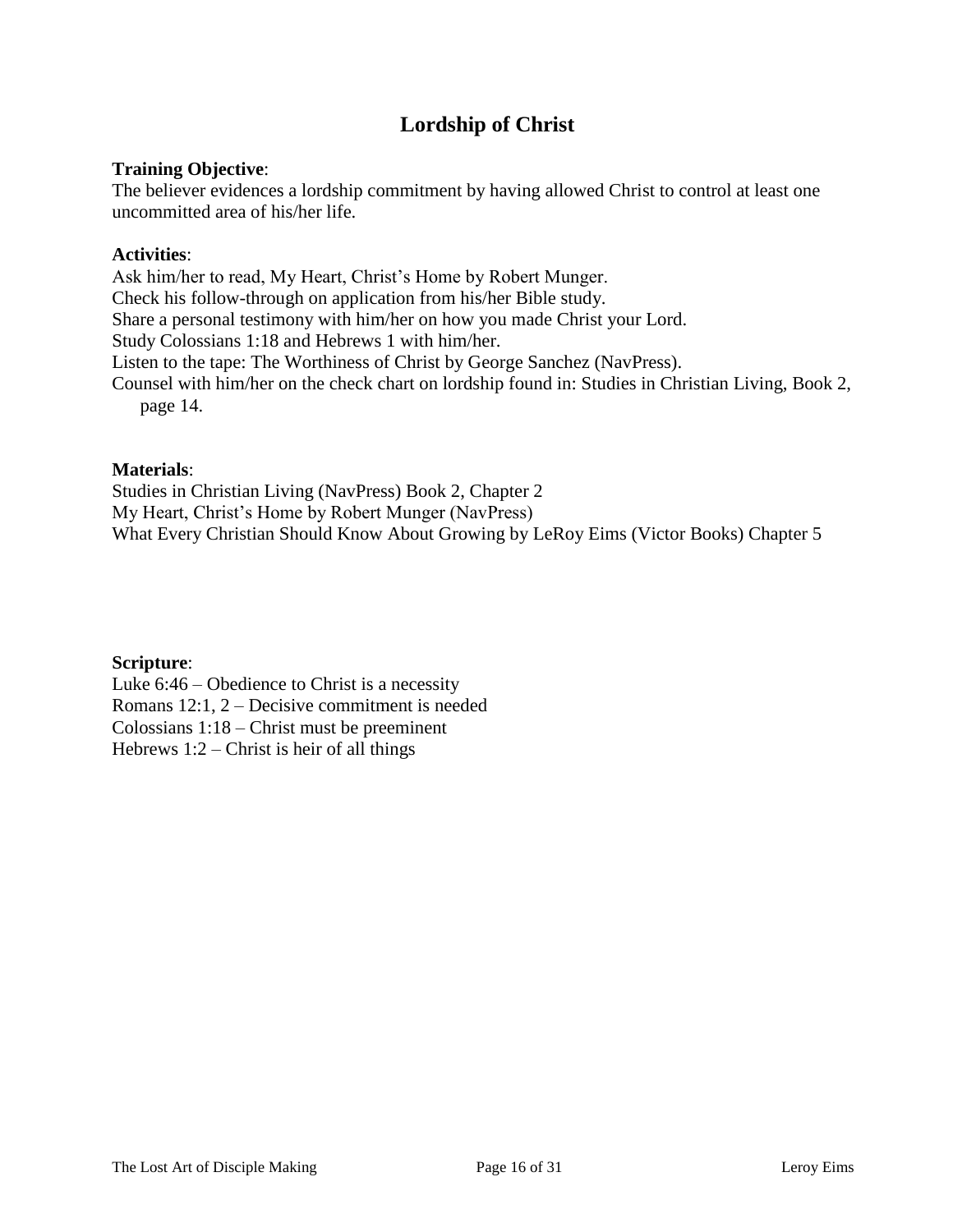# Lordship of Christ

**Training Objective**:
The believer evidences a lordship commitment by having allowed Christ to control at least one uncommitted area of his/her life.

**Activities**:
Ask him/her to read, My Heart, Christ's Home by Robert Munger.
Check his follow-through on application from his/her Bible study.
Share a personal testimony with him/her on how you made Christ your Lord.
Study Colossians 1:18 and Hebrews 1 with him/her.
Listen to the tape: The Worthiness of Christ by George Sanchez (NavPress).
Counsel with him/her on the check chart on lordship found in: Studies in Christian Living, Book 2, page 14.

**Materials**:
Studies in Christian Living (NavPress) Book 2, Chapter 2
My Heart, Christ's Home by Robert Munger (NavPress)
What Every Christian Should Know About Growing by LeRoy Eims (Victor Books) Chapter 5

**Scripture**:
Luke 6:46 – Obedience to Christ is a necessity
Romans 12:1, 2 – Decisive commitment is needed
Colossians 1:18 – Christ must be preeminent
Hebrews 1:2 – Christ is heir of all things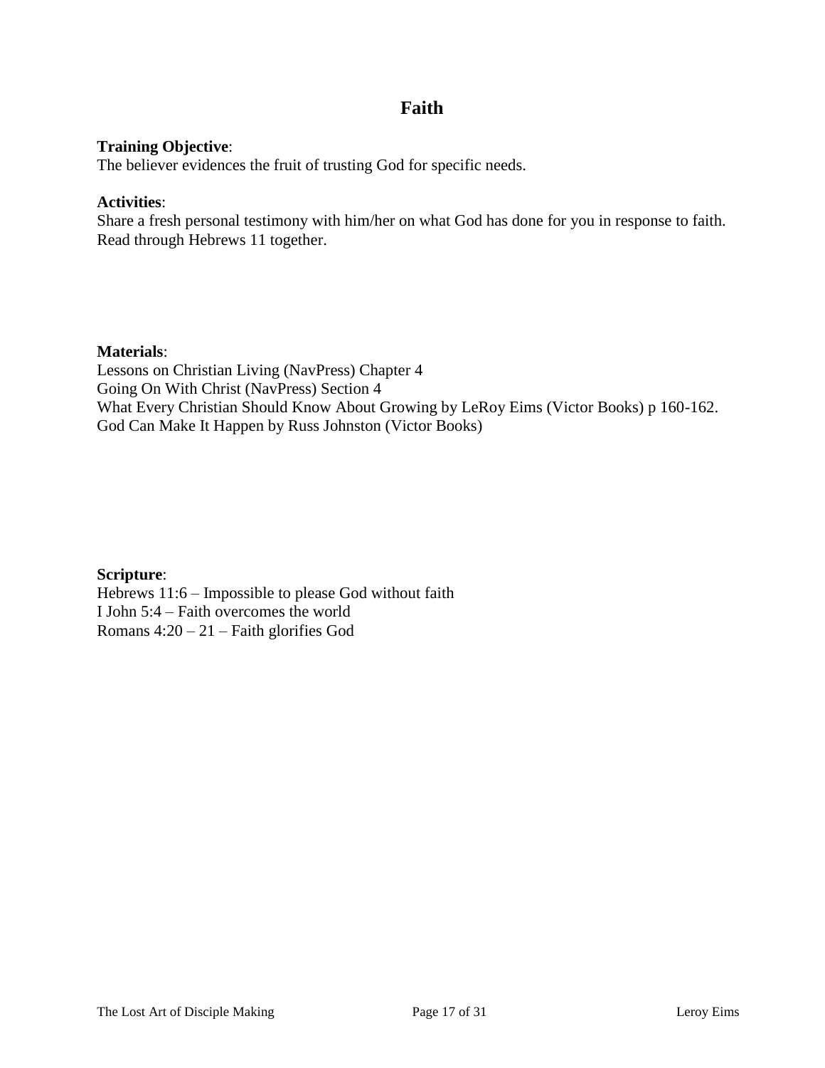# Faith

**Training Objective**:
The believer evidences the fruit of trusting God for specific needs.

**Activities**:
Share a fresh personal testimony with him/her on what God has done for you in response to faith.
Read through Hebrews 11 together.

**Materials**:
Lessons on Christian Living (NavPress) Chapter 4
Going On With Christ (NavPress) Section 4
What Every Christian Should Know About Growing by LeRoy Eims (Victor Books) p 160-162.
God Can Make It Happen by Russ Johnston (Victor Books)

**Scripture**:
Hebrews 11:6 – Impossible to please God without faith
I John 5:4 – Faith overcomes the world
Romans 4:20 – 21 – Faith glorifies God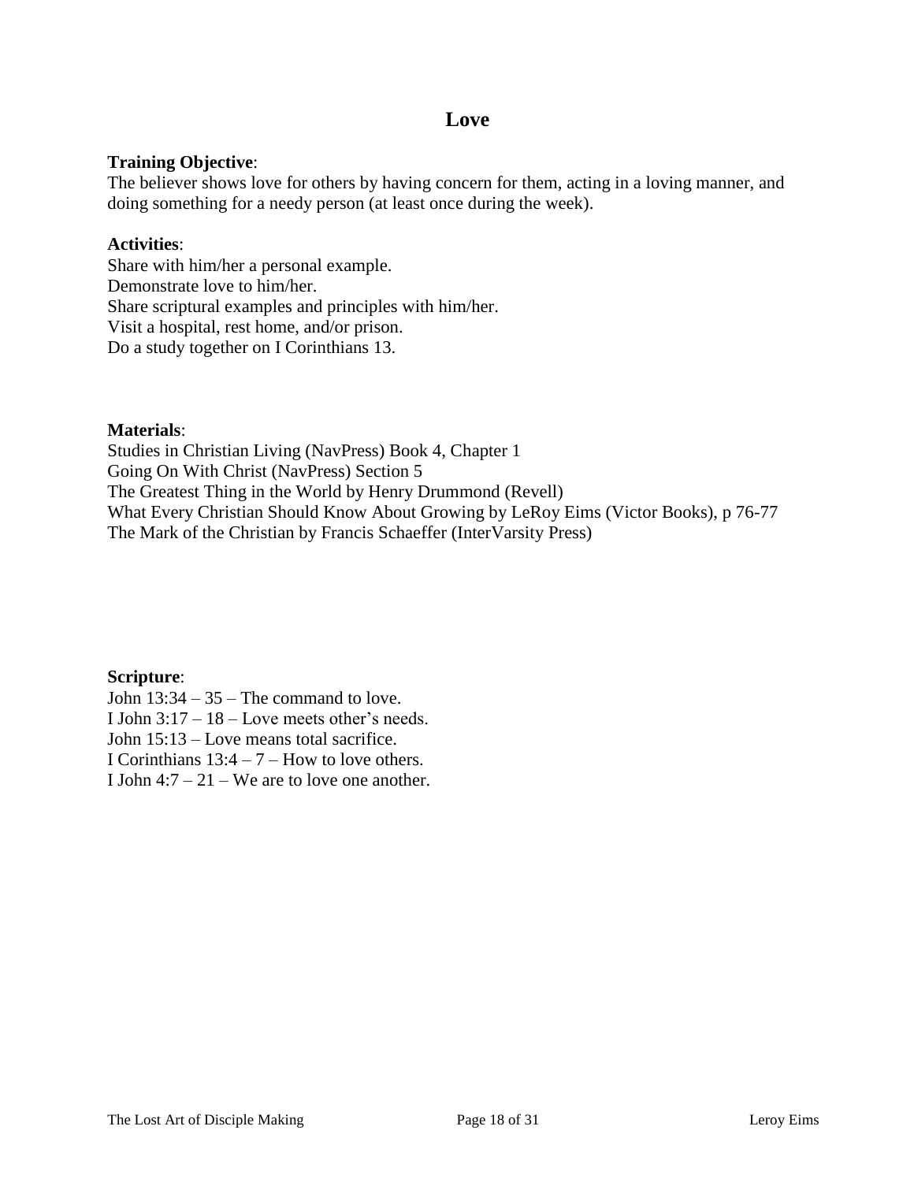# Love

**Training Objective**:
The believer shows love for others by having concern for them, acting in a loving manner, and doing something for a needy person (at least once during the week).

**Activities**:
Share with him/her a personal example.
Demonstrate love to him/her.
Share scriptural examples and principles with him/her.
Visit a hospital, rest home, and/or prison.
Do a study together on I Corinthians 13.

**Materials**:
Studies in Christian Living (NavPress) Book 4, Chapter 1
Going On With Christ (NavPress) Section 5
The Greatest Thing in the World by Henry Drummond (Revell)
What Every Christian Should Know About Growing by LeRoy Eims (Victor Books), p 76-77
The Mark of the Christian by Francis Schaeffer (InterVarsity Press)

**Scripture**:
John 13:34 – 35 – The command to love.
I John 3:17 – 18 – Love meets other's needs.
John 15:13 – Love means total sacrifice.
I Corinthians 13:4 – 7 – How to love others.
I John 4:7 – 21 – We are to love one another.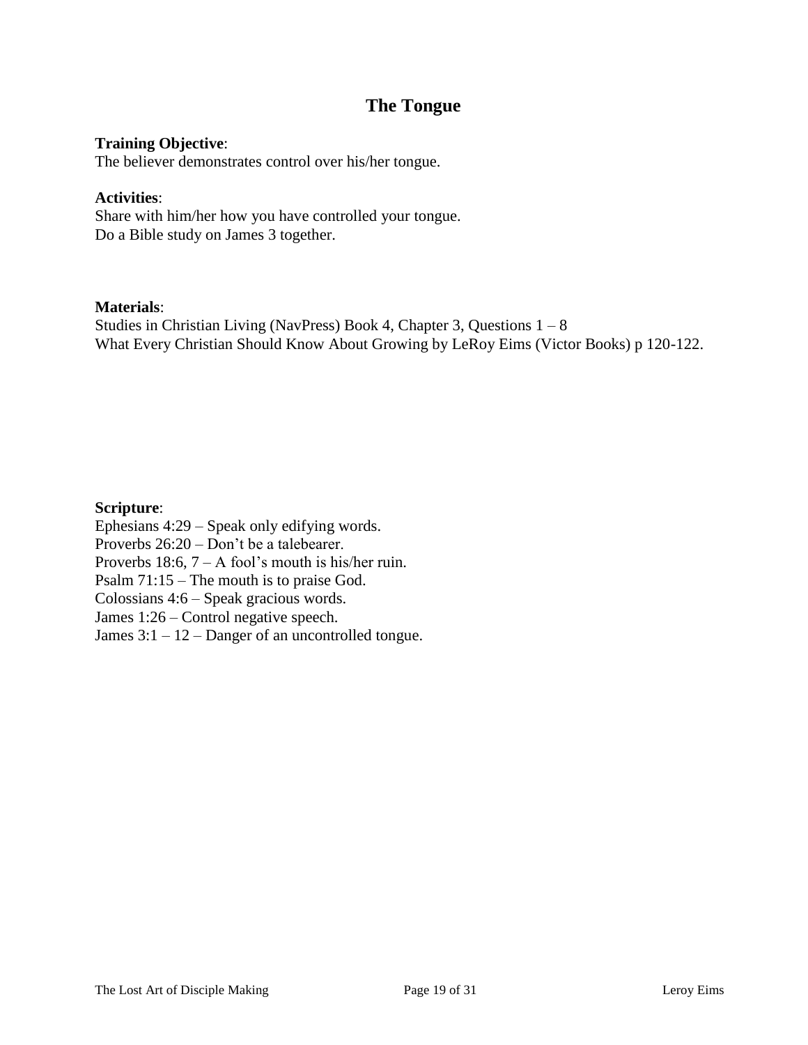# The Tongue

**Training Objective**:
The believer demonstrates control over his/her tongue.

**Activities**:
Share with him/her how you have controlled your tongue.
Do a Bible study on James 3 together.

**Materials**:
Studies in Christian Living (NavPress) Book 4, Chapter 3, Questions 1 – 8
What Every Christian Should Know About Growing by LeRoy Eims (Victor Books) p 120-122.

**Scripture**:
Ephesians 4:29 – Speak only edifying words.
Proverbs 26:20 – Don't be a talebearer.
Proverbs 18:6, 7 – A fool's mouth is his/her ruin.
Psalm 71:15 – The mouth is to praise God.
Colossians 4:6 – Speak gracious words.
James 1:26 – Control negative speech.
James 3:1 – 12 – Danger of an uncontrolled tongue.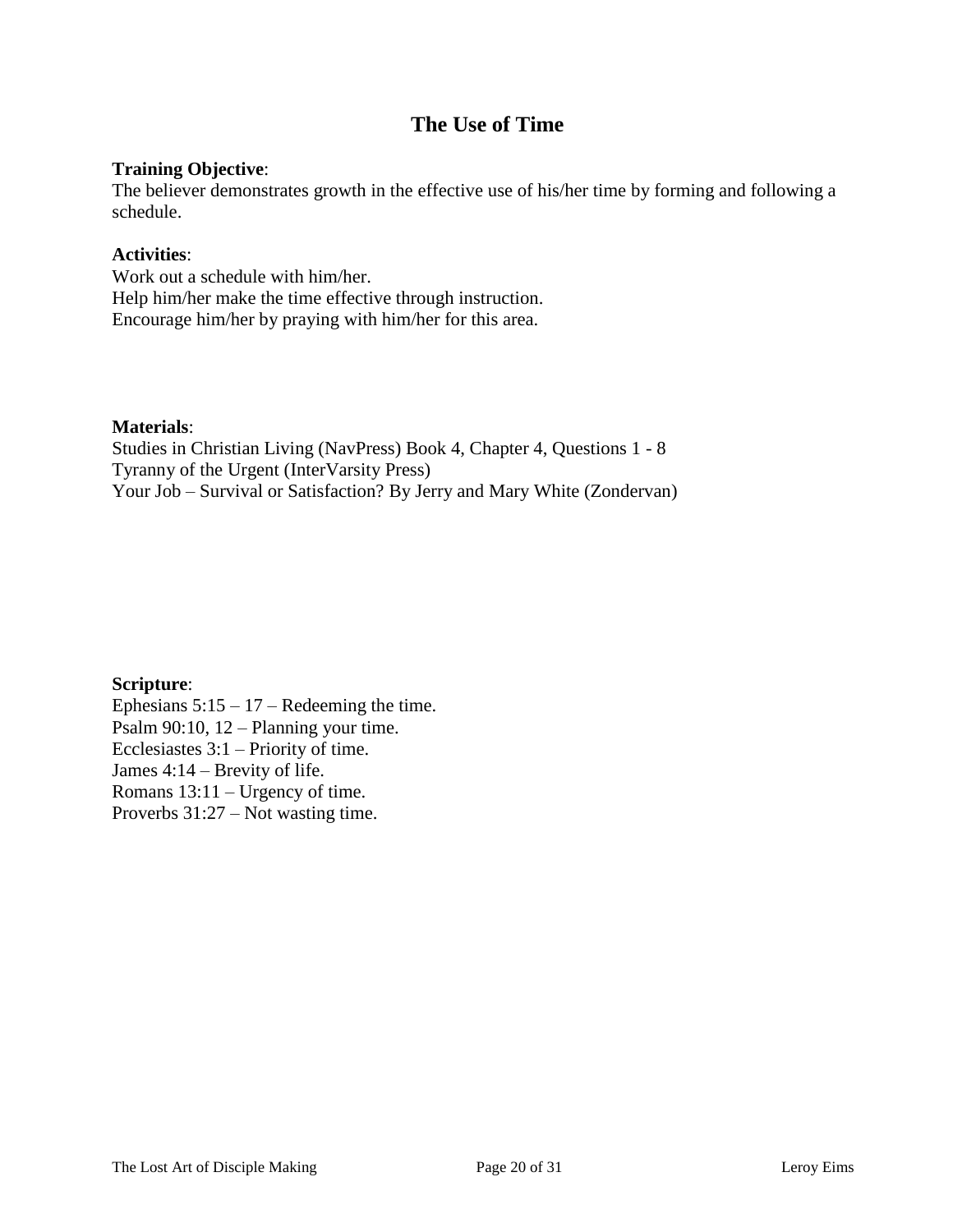# The Use of Time

**Training Objective**:
The believer demonstrates growth in the effective use of his/her time by forming and following a schedule.

**Activities**:
Work out a schedule with him/her.
Help him/her make the time effective through instruction.
Encourage him/her by praying with him/her for this area.

**Materials**:
Studies in Christian Living (NavPress) Book 4, Chapter 4, Questions 1 - 8
Tyranny of the Urgent (InterVarsity Press)
Your Job – Survival or Satisfaction? By Jerry and Mary White (Zondervan)

**Scripture**:
Ephesians 5:15 – 17 – Redeeming the time.
Psalm 90:10, 12 – Planning your time.
Ecclesiastes 3:1 – Priority of time.
James 4:14 – Brevity of life.
Romans 13:11 – Urgency of time.
Proverbs 31:27 – Not wasting time.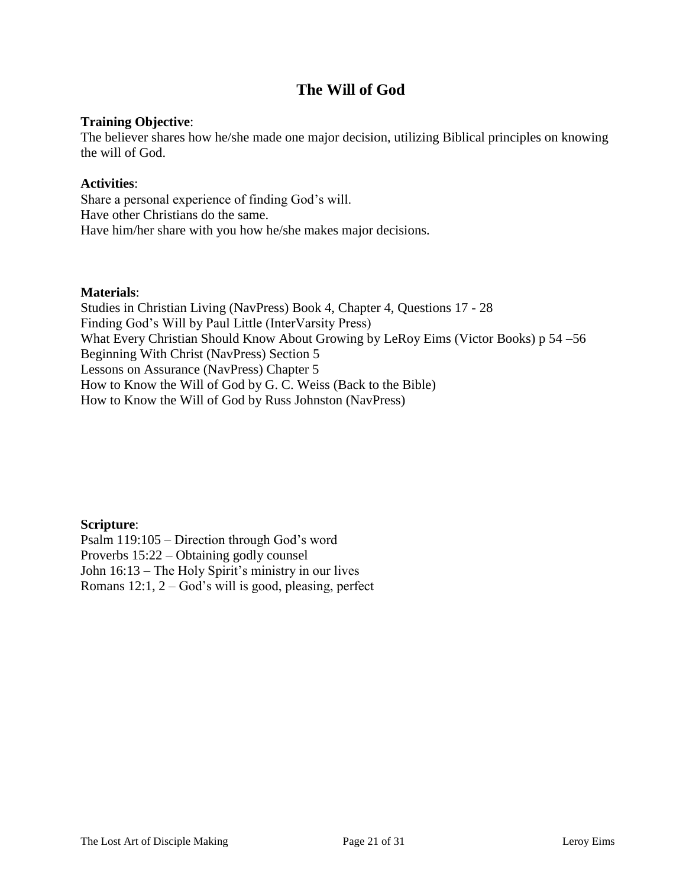# The Will of God

**Training Objective**:
The believer shares how he/she made one major decision, utilizing Biblical principles on knowing the will of God.

**Activities**:
Share a personal experience of finding God's will.
Have other Christians do the same.
Have him/her share with you how he/she makes major decisions.

**Materials**:
Studies in Christian Living (NavPress) Book 4, Chapter 4, Questions 17 - 28
Finding God's Will by Paul Little (InterVarsity Press)
What Every Christian Should Know About Growing by LeRoy Eims (Victor Books) p 54 –56
Beginning With Christ (NavPress) Section 5
Lessons on Assurance (NavPress) Chapter 5
How to Know the Will of God by G. C. Weiss (Back to the Bible)
How to Know the Will of God by Russ Johnston (NavPress)

**Scripture**:
Psalm 119:105 – Direction through God's word
Proverbs 15:22 – Obtaining godly counsel
John 16:13 – The Holy Spirit's ministry in our lives
Romans 12:1, 2 – God's will is good, pleasing, perfect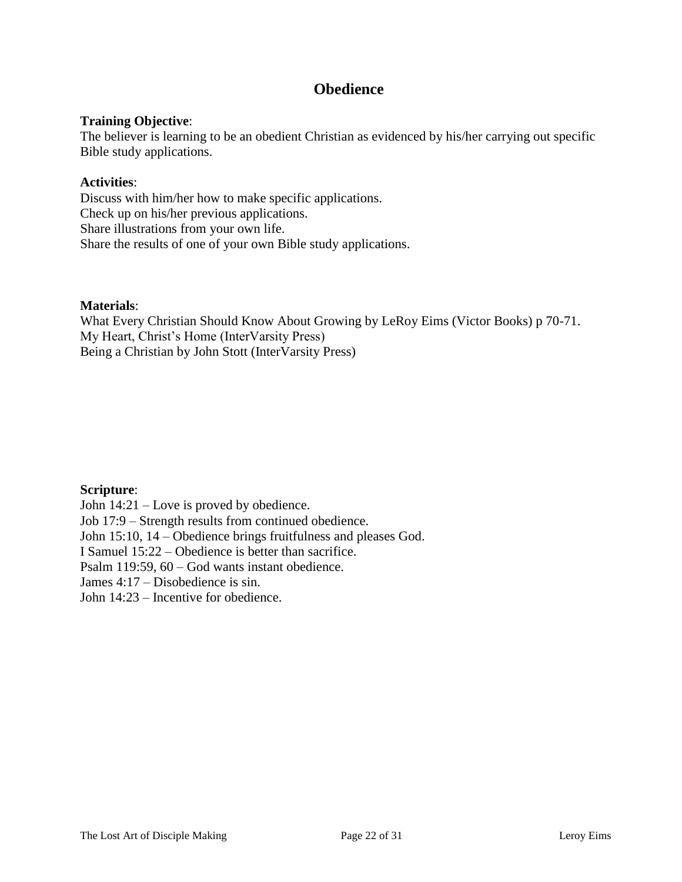# Obedience

**Training Objective**:
The believer is learning to be an obedient Christian as evidenced by his/her carrying out specific Bible study applications.

**Activities**:
Discuss with him/her how to make specific applications.
Check up on his/her previous applications.
Share illustrations from your own life.
Share the results of one of your own Bible study applications.

**Materials**:
What Every Christian Should Know About Growing by LeRoy Eims (Victor Books) p 70-71.
My Heart, Christ's Home (InterVarsity Press)
Being a Christian by John Stott (InterVarsity Press)

**Scripture**:
John 14:21 – Love is proved by obedience.
Job 17:9 – Strength results from continued obedience.
John 15:10, 14 – Obedience brings fruitfulness and pleases God.
I Samuel 15:22 – Obedience is better than sacrifice.
Psalm 119:59, 60 – God wants instant obedience.
James 4:17 – Disobedience is sin.
John 14:23 – Incentive for obedience.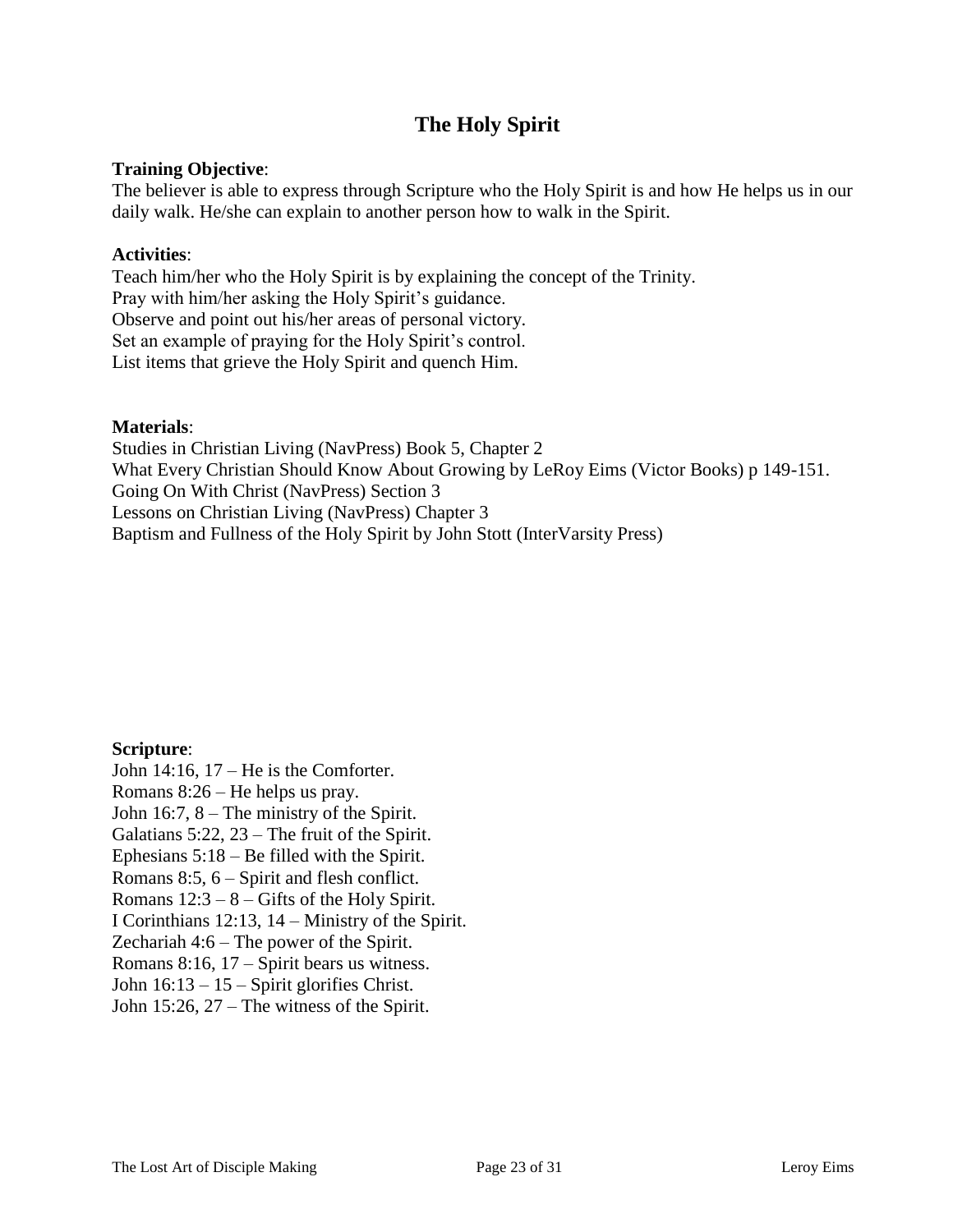# The Holy Spirit

**Training Objective**:
The believer is able to express through Scripture who the Holy Spirit is and how He helps us in our daily walk. He/she can explain to another person how to walk in the Spirit.

**Activities**:
Teach him/her who the Holy Spirit is by explaining the concept of the Trinity.
Pray with him/her asking the Holy Spirit's guidance.
Observe and point out his/her areas of personal victory.
Set an example of praying for the Holy Spirit's control.
List items that grieve the Holy Spirit and quench Him.

**Materials**:
Studies in Christian Living (NavPress) Book 5, Chapter 2
What Every Christian Should Know About Growing by LeRoy Eims (Victor Books) p 149-151.
Going On With Christ (NavPress) Section 3
Lessons on Christian Living (NavPress) Chapter 3
Baptism and Fullness of the Holy Spirit by John Stott (InterVarsity Press)

**Scripture**:
John 14:16, 17 – He is the Comforter.
Romans 8:26 – He helps us pray.
John 16:7, 8 – The ministry of the Spirit.
Galatians 5:22, 23 – The fruit of the Spirit.
Ephesians 5:18 – Be filled with the Spirit.
Romans 8:5, 6 – Spirit and flesh conflict.
Romans 12:3 – 8 – Gifts of the Holy Spirit.
I Corinthians 12:13, 14 – Ministry of the Spirit.
Zechariah 4:6 – The power of the Spirit.
Romans 8:16, 17 – Spirit bears us witness.
John 16:13 – 15 – Spirit glorifies Christ.
John 15:26, 27 – The witness of the Spirit.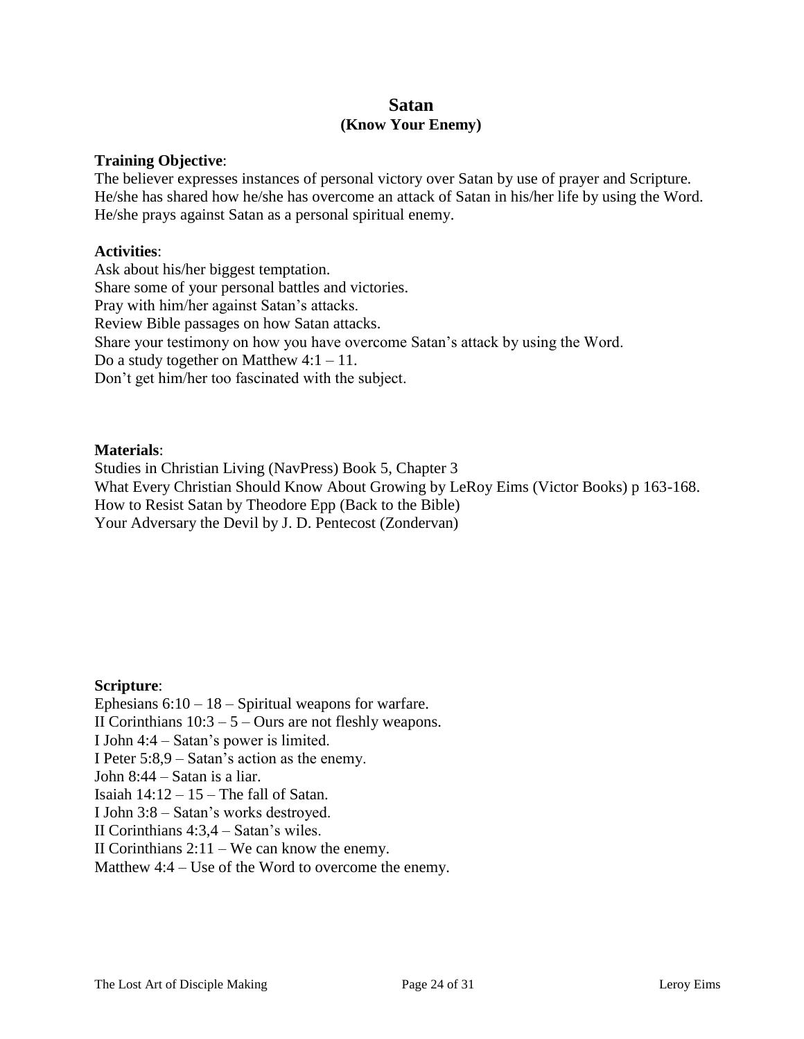# Satan

## (Know Your Enemy)

**Training Objective**:
The believer expresses instances of personal victory over Satan by use of prayer and Scripture. He/she has shared how he/she has overcome an attack of Satan in his/her life by using the Word. He/she prays against Satan as a personal spiritual enemy.

**Activities**:
Ask about his/her biggest temptation.
Share some of your personal battles and victories.
Pray with him/her against Satan's attacks.
Review Bible passages on how Satan attacks.
Share your testimony on how you have overcome Satan's attack by using the Word.
Do a study together on Matthew 4:1 – 11.
Don't get him/her too fascinated with the subject.

**Materials**:
Studies in Christian Living (NavPress) Book 5, Chapter 3
What Every Christian Should Know About Growing by LeRoy Eims (Victor Books) p 163-168.
How to Resist Satan by Theodore Epp (Back to the Bible)
Your Adversary the Devil by J. D. Pentecost (Zondervan)

**Scripture**:
Ephesians 6:10 – 18 – Spiritual weapons for warfare.
II Corinthians 10:3 – 5 – Ours are not fleshly weapons.
I John 4:4 – Satan's power is limited.
I Peter 5:8,9 – Satan's action as the enemy.
John 8:44 – Satan is a liar.
Isaiah 14:12 – 15 – The fall of Satan.
I John 3:8 – Satan's works destroyed.
II Corinthians 4:3,4 – Satan's wiles.
II Corinthians 2:11 – We can know the enemy.
Matthew 4:4 – Use of the Word to overcome the enemy.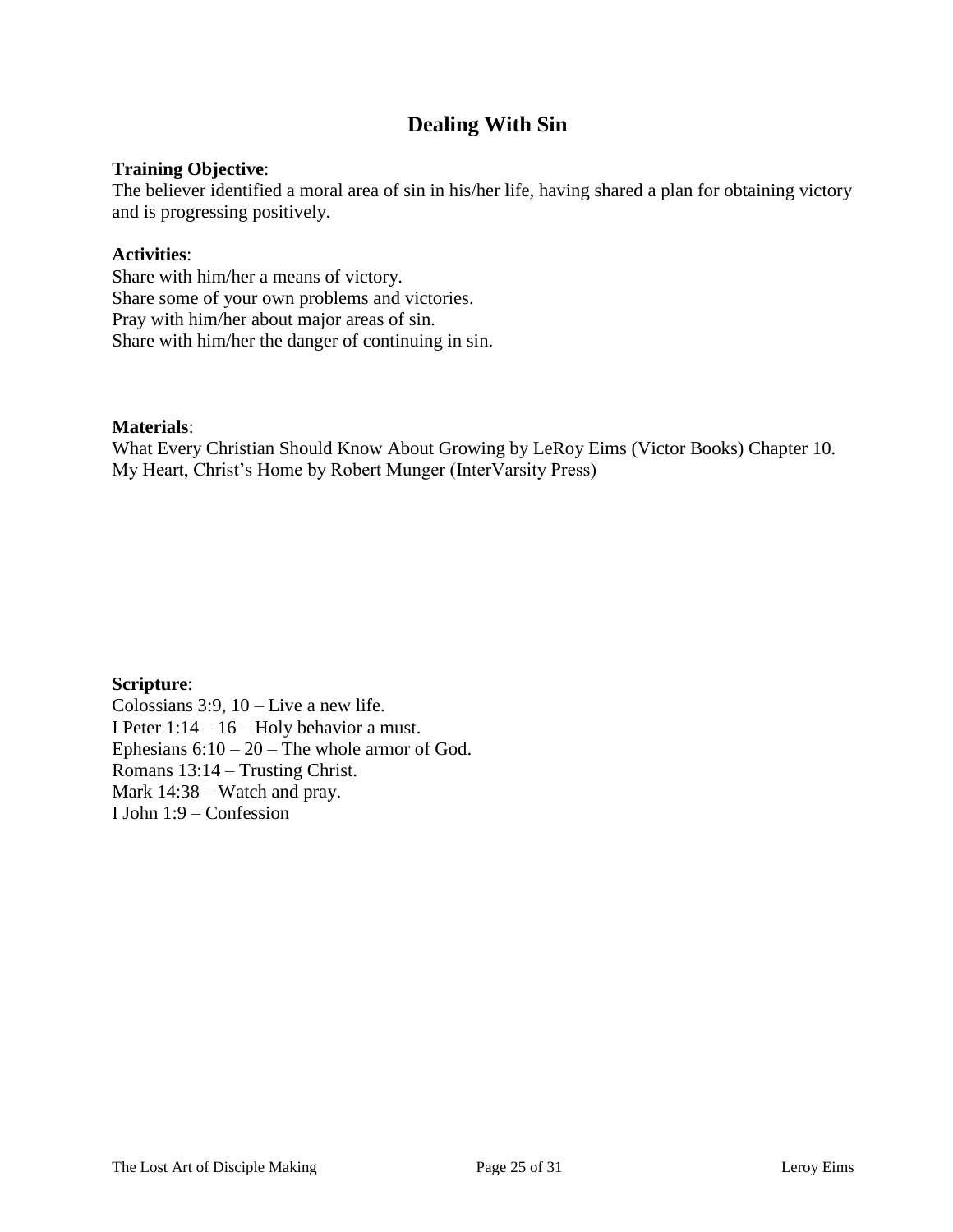# Dealing With Sin

**Training Objective**:
The believer identified a moral area of sin in his/her life, having shared a plan for obtaining victory and is progressing positively.

**Activities**:
Share with him/her a means of victory.
Share some of your own problems and victories.
Pray with him/her about major areas of sin.
Share with him/her the danger of continuing in sin.

**Materials**:
What Every Christian Should Know About Growing by LeRoy Eims (Victor Books) Chapter 10.
My Heart, Christ's Home by Robert Munger (InterVarsity Press)

**Scripture**:
Colossians 3:9, 10 – Live a new life.
I Peter 1:14 – 16 – Holy behavior a must.
Ephesians 6:10 – 20 – The whole armor of God.
Romans 13:14 – Trusting Christ.
Mark 14:38 – Watch and pray.
I John 1:9 – Confession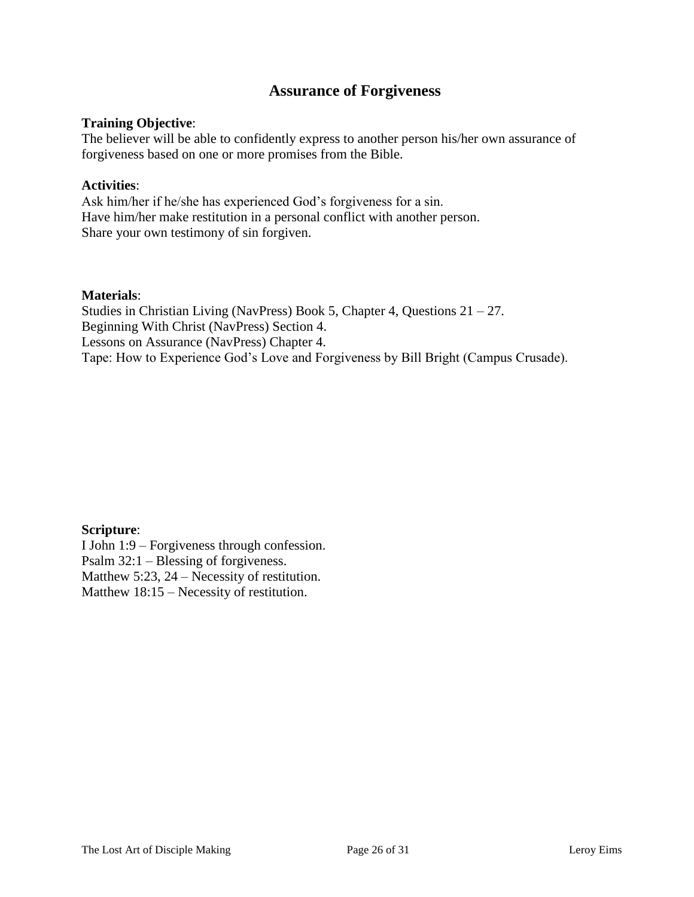# Assurance of Forgiveness

**Training Objective**:
The believer will be able to confidently express to another person his/her own assurance of forgiveness based on one or more promises from the Bible.

**Activities**:
Ask him/her if he/she has experienced God's forgiveness for a sin.
Have him/her make restitution in a personal conflict with another person.
Share your own testimony of sin forgiven.

**Materials**:
Studies in Christian Living (NavPress) Book 5, Chapter 4, Questions 21 – 27.
Beginning With Christ (NavPress) Section 4.
Lessons on Assurance (NavPress) Chapter 4.
Tape: How to Experience God's Love and Forgiveness by Bill Bright (Campus Crusade).

**Scripture**:
I John 1:9 – Forgiveness through confession.
Psalm 32:1 – Blessing of forgiveness.
Matthew 5:23, 24 – Necessity of restitution.
Matthew 18:15 – Necessity of restitution.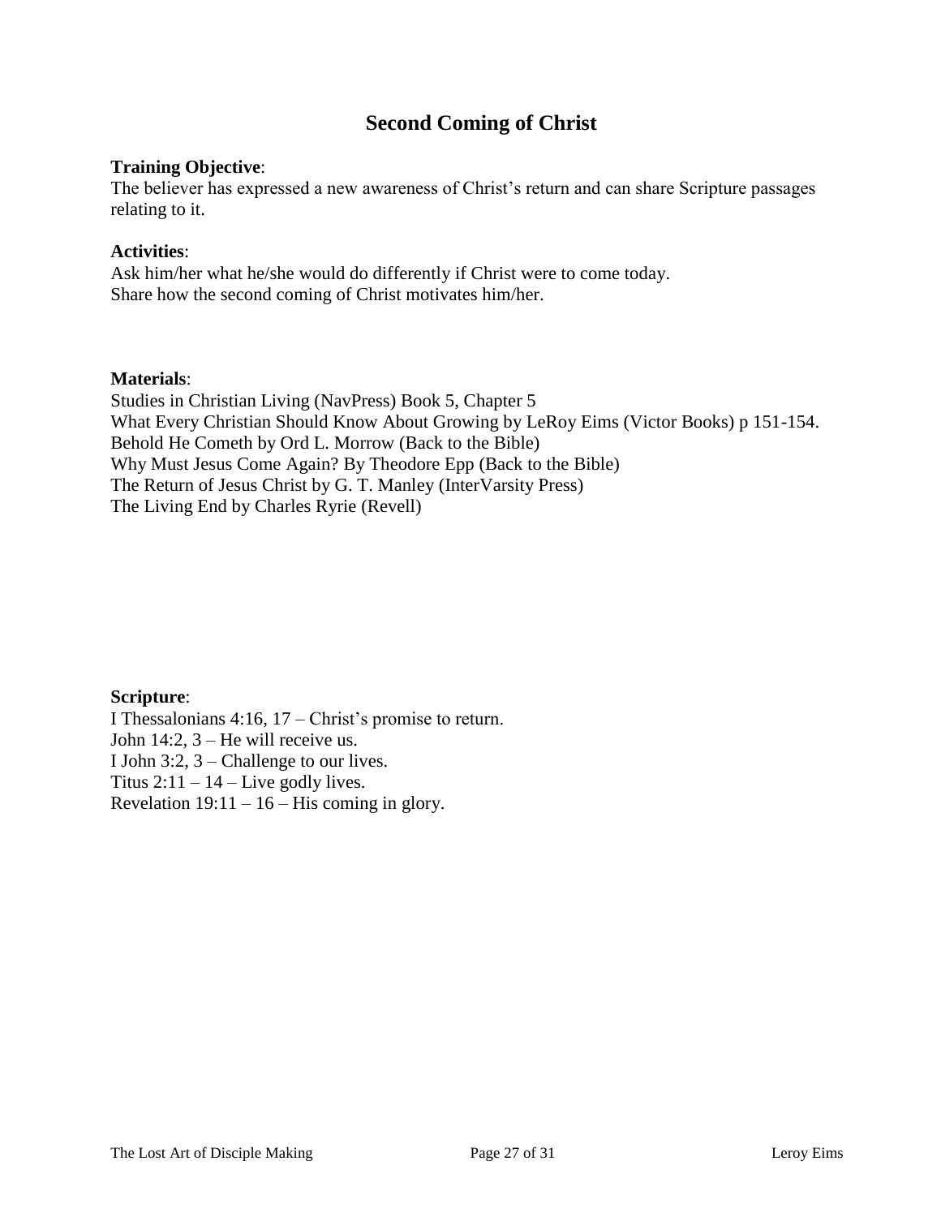# Second Coming of Christ

**Training Objective**:
The believer has expressed a new awareness of Christ's return and can share Scripture passages relating to it.

**Activities**:
Ask him/her what he/she would do differently if Christ were to come today.
Share how the second coming of Christ motivates him/her.

**Materials**:
Studies in Christian Living (NavPress) Book 5, Chapter 5
What Every Christian Should Know About Growing by LeRoy Eims (Victor Books) p 151-154.
Behold He Cometh by Ord L. Morrow (Back to the Bible)
Why Must Jesus Come Again? By Theodore Epp (Back to the Bible)
The Return of Jesus Christ by G. T. Manley (InterVarsity Press)
The Living End by Charles Ryrie (Revell)

**Scripture**:
I Thessalonians 4:16, 17 – Christ's promise to return.
John 14:2, 3 – He will receive us.
I John 3:2, 3 – Challenge to our lives.
Titus 2:11 – 14 – Live godly lives.
Revelation 19:11 – 16 – His coming in glory.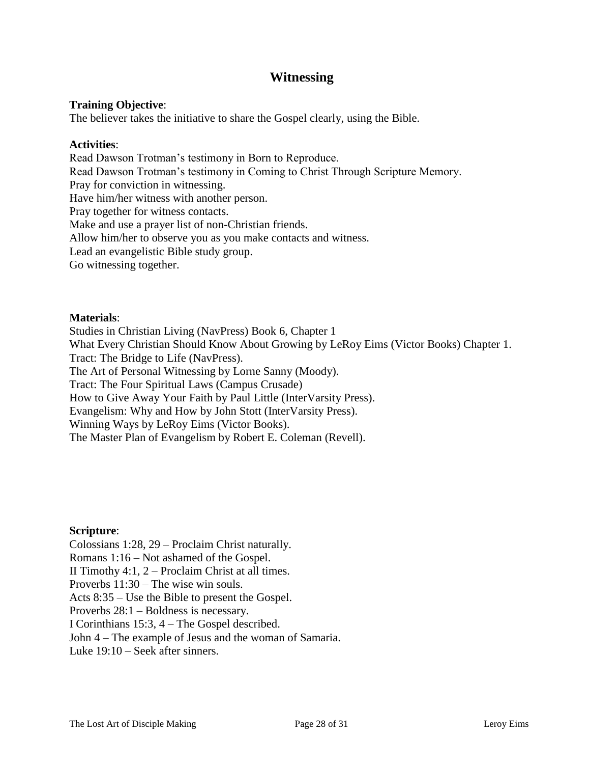# Witnessing

**Training Objective**:
The believer takes the initiative to share the Gospel clearly, using the Bible.

**Activities**:
Read Dawson Trotman's testimony in Born to Reproduce.
Read Dawson Trotman's testimony in Coming to Christ Through Scripture Memory.
Pray for conviction in witnessing.
Have him/her witness with another person.
Pray together for witness contacts.
Make and use a prayer list of non-Christian friends.
Allow him/her to observe you as you make contacts and witness.
Lead an evangelistic Bible study group.
Go witnessing together.

**Materials**:
Studies in Christian Living (NavPress) Book 6, Chapter 1
What Every Christian Should Know About Growing by LeRoy Eims (Victor Books) Chapter 1.
Tract: The Bridge to Life (NavPress).
The Art of Personal Witnessing by Lorne Sanny (Moody).
Tract: The Four Spiritual Laws (Campus Crusade)
How to Give Away Your Faith by Paul Little (InterVarsity Press).
Evangelism: Why and How by John Stott (InterVarsity Press).
Winning Ways by LeRoy Eims (Victor Books).
The Master Plan of Evangelism by Robert E. Coleman (Revell).

**Scripture**:
Colossians 1:28, 29 – Proclaim Christ naturally.
Romans 1:16 – Not ashamed of the Gospel.
II Timothy 4:1, 2 – Proclaim Christ at all times.
Proverbs 11:30 – The wise win souls.
Acts 8:35 – Use the Bible to present the Gospel.
Proverbs 28:1 – Boldness is necessary.
I Corinthians 15:3, 4 – The Gospel described.
John 4 – The example of Jesus and the woman of Samaria.
Luke 19:10 – Seek after sinners.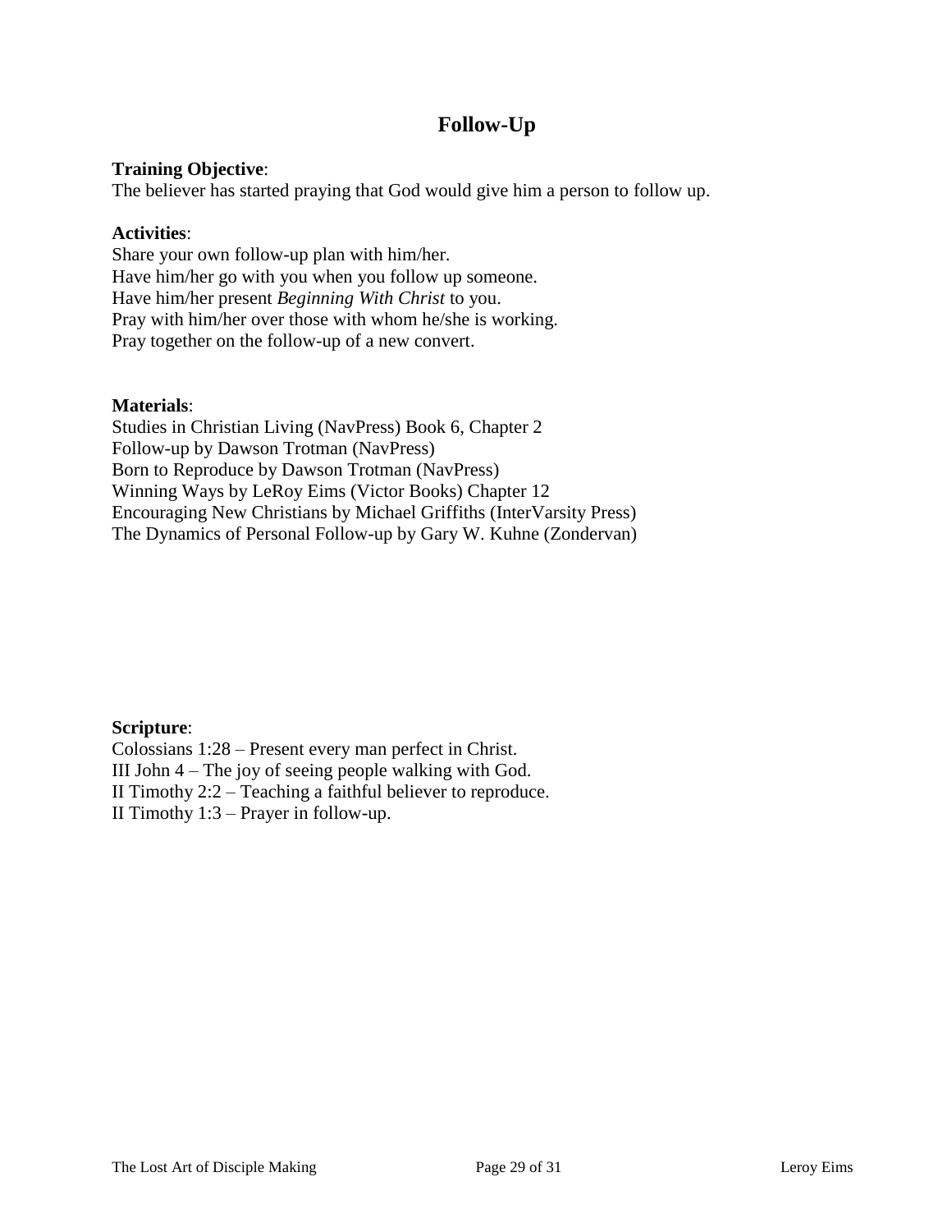# Follow-Up

**Training Objective**:
The believer has started praying that God would give him a person to follow up.

**Activities**:
Share your own follow-up plan with him/her.
Have him/her go with you when you follow up someone.
Have him/her present *Beginning With Christ* to you.
Pray with him/her over those with whom he/she is working.
Pray together on the follow-up of a new convert.

**Materials**:
Studies in Christian Living (NavPress) Book 6, Chapter 2
Follow-up by Dawson Trotman (NavPress)
Born to Reproduce by Dawson Trotman (NavPress)
Winning Ways by LeRoy Eims (Victor Books) Chapter 12
Encouraging New Christians by Michael Griffiths (InterVarsity Press)
The Dynamics of Personal Follow-up by Gary W. Kuhne (Zondervan)

**Scripture**:
Colossians 1:28 – Present every man perfect in Christ.
III John 4 – The joy of seeing people walking with God.
II Timothy 2:2 – Teaching a faithful believer to reproduce.
II Timothy 1:3 – Prayer in follow-up.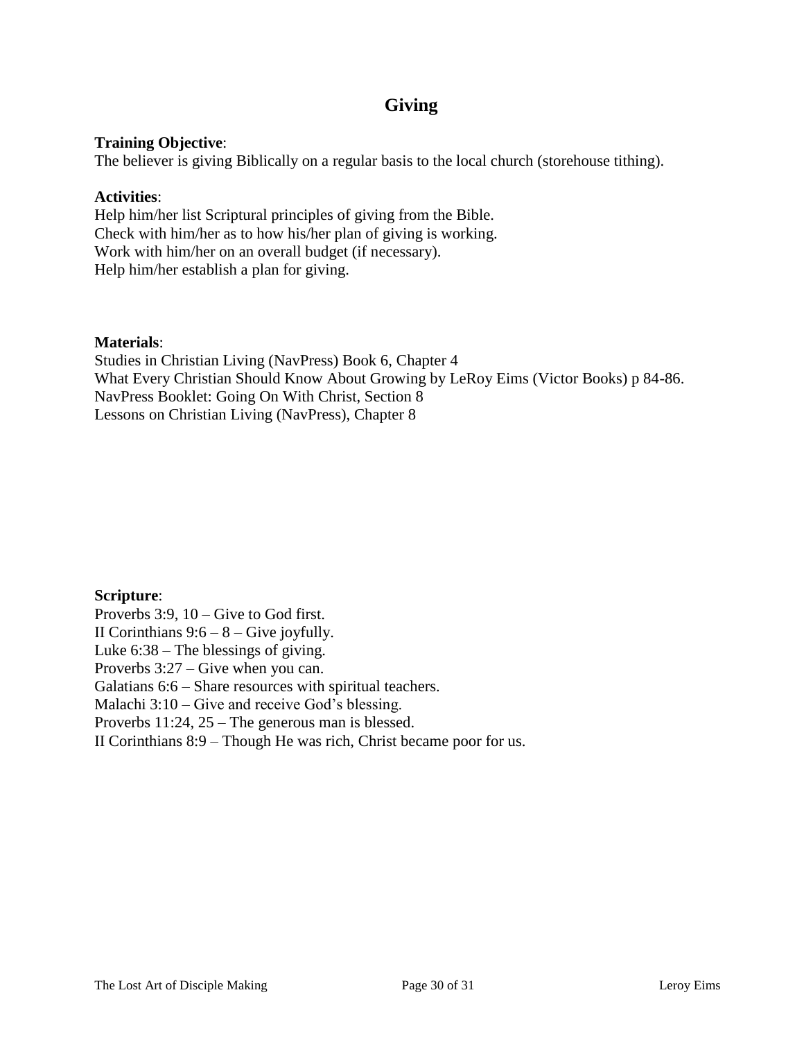# Giving

**Training Objective**:
The believer is giving Biblically on a regular basis to the local church (storehouse tithing).

**Activities**:
Help him/her list Scriptural principles of giving from the Bible.
Check with him/her as to how his/her plan of giving is working.
Work with him/her on an overall budget (if necessary).
Help him/her establish a plan for giving.

**Materials**:
Studies in Christian Living (NavPress) Book 6, Chapter 4
What Every Christian Should Know About Growing by LeRoy Eims (Victor Books) p 84-86.
NavPress Booklet: Going On With Christ, Section 8
Lessons on Christian Living (NavPress), Chapter 8

**Scripture**:
Proverbs 3:9, 10 – Give to God first.
II Corinthians 9:6 – 8 – Give joyfully.
Luke 6:38 – The blessings of giving.
Proverbs 3:27 – Give when you can.
Galatians 6:6 – Share resources with spiritual teachers.
Malachi 3:10 – Give and receive God's blessing.
Proverbs 11:24, 25 – The generous man is blessed.
II Corinthians 8:9 – Though He was rich, Christ became poor for us.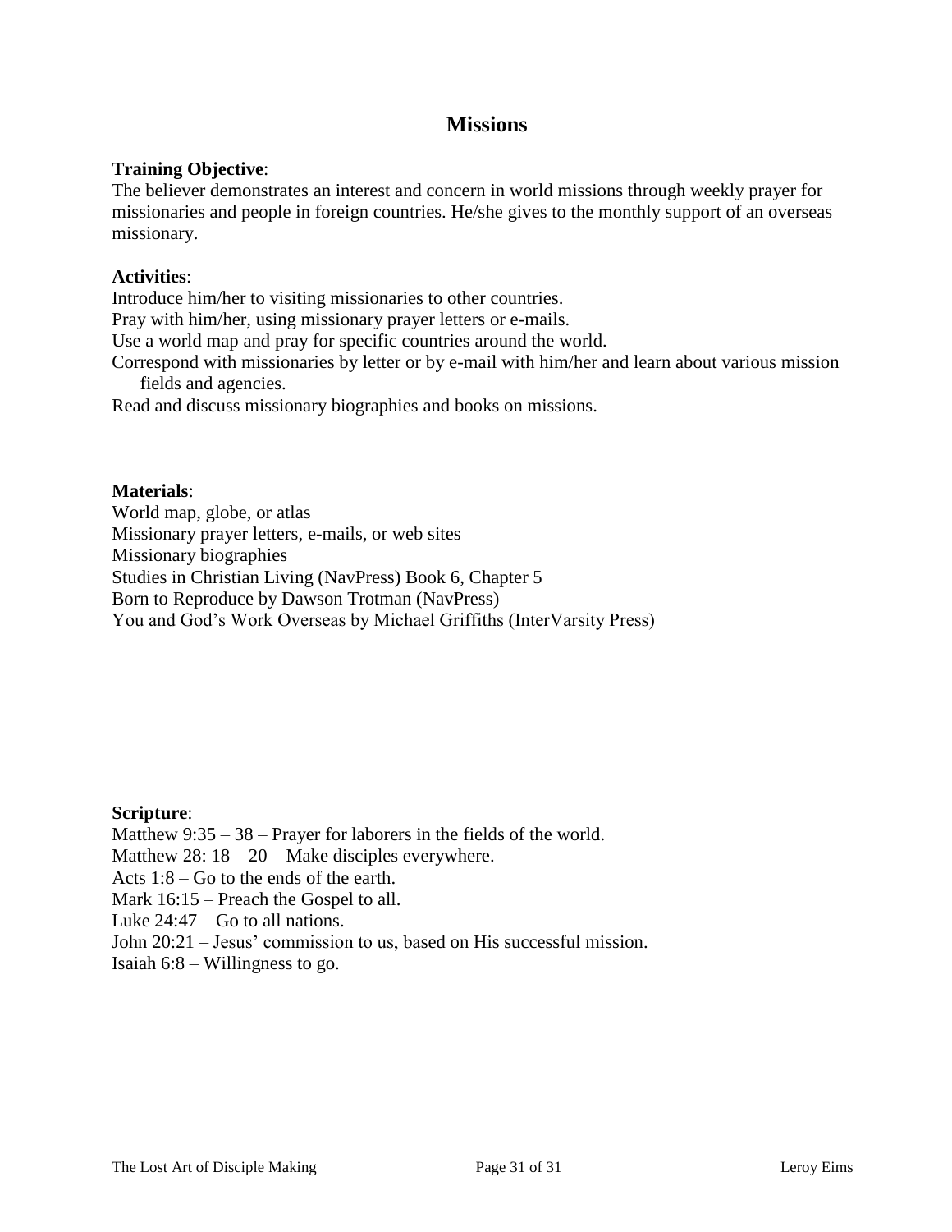## Missions

**Training Objective**:
The believer demonstrates an interest and concern in world missions through weekly prayer for missionaries and people in foreign countries. He/she gives to the monthly support of an overseas missionary.

**Activities**:
Introduce him/her to visiting missionaries to other countries.
Pray with him/her, using missionary prayer letters or e-mails.
Use a world map and pray for specific countries around the world.
Correspond with missionaries by letter or by e-mail with him/her and learn about various mission fields and agencies.
Read and discuss missionary biographies and books on missions.

**Materials**:
World map, globe, or atlas
Missionary prayer letters, e-mails, or web sites
Missionary biographies
Studies in Christian Living (NavPress) Book 6, Chapter 5
Born to Reproduce by Dawson Trotman (NavPress)
You and God's Work Overseas by Michael Griffiths (InterVarsity Press)

**Scripture**:
Matthew 9:35 – 38 – Prayer for laborers in the fields of the world.
Matthew 28: 18 – 20 – Make disciples everywhere.
Acts 1:8 – Go to the ends of the earth.
Mark 16:15 – Preach the Gospel to all.
Luke 24:47 – Go to all nations.
John 20:21 – Jesus' commission to us, based on His successful mission.
Isaiah 6:8 – Willingness to go.